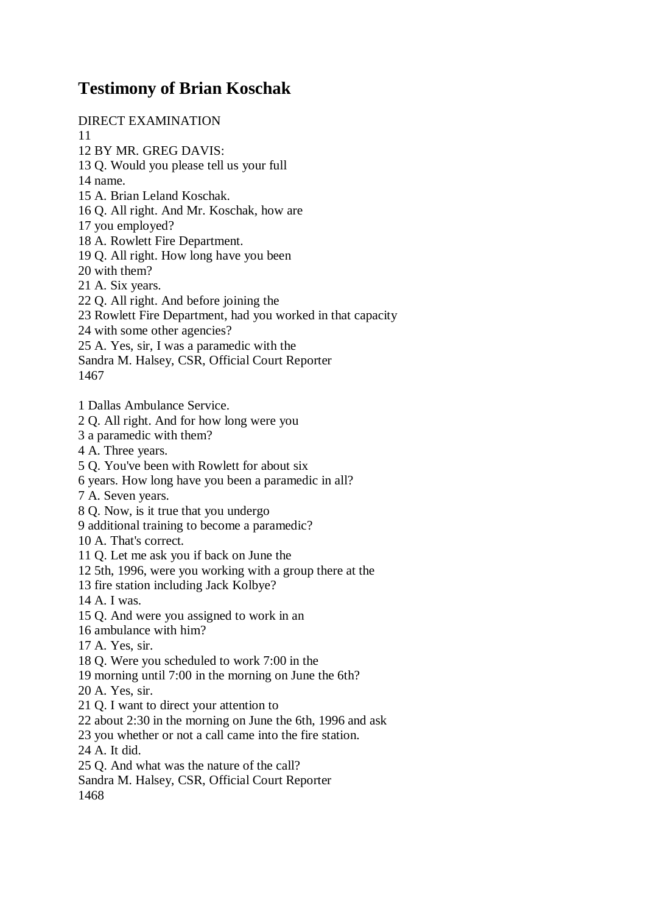# Testimony of Brian Koschak

DIRECT EXAMINATION
11
12 BY MR. GREG DAVIS:
13 Q. Would you please tell us your full
14 name.
15 A. Brian Leland Koschak.
16 Q. All right. And Mr. Koschak, how are
17 you employed?
18 A. Rowlett Fire Department.
19 Q. All right. How long have you been
20 with them?
21 A. Six years.
22 Q. All right. And before joining the
23 Rowlett Fire Department, had you worked in that capacity
24 with some other agencies?
25 A. Yes, sir, I was a paramedic with the
Sandra M. Halsey, CSR, Official Court Reporter
1467

1 Dallas Ambulance Service.
2 Q. All right. And for how long were you
3 a paramedic with them?
4 A. Three years.
5 Q. You've been with Rowlett for about six
6 years. How long have you been a paramedic in all?
7 A. Seven years.
8 Q. Now, is it true that you undergo
9 additional training to become a paramedic?
10 A. That's correct.
11 Q. Let me ask you if back on June the
12 5th, 1996, were you working with a group there at the
13 fire station including Jack Kolbye?
14 A. I was.
15 Q. And were you assigned to work in an
16 ambulance with him?
17 A. Yes, sir.
18 Q. Were you scheduled to work 7:00 in the
19 morning until 7:00 in the morning on June the 6th?
20 A. Yes, sir.
21 Q. I want to direct your attention to
22 about 2:30 in the morning on June the 6th, 1996 and ask
23 you whether or not a call came into the fire station.
24 A. It did.
25 Q. And what was the nature of the call?
Sandra M. Halsey, CSR, Official Court Reporter
1468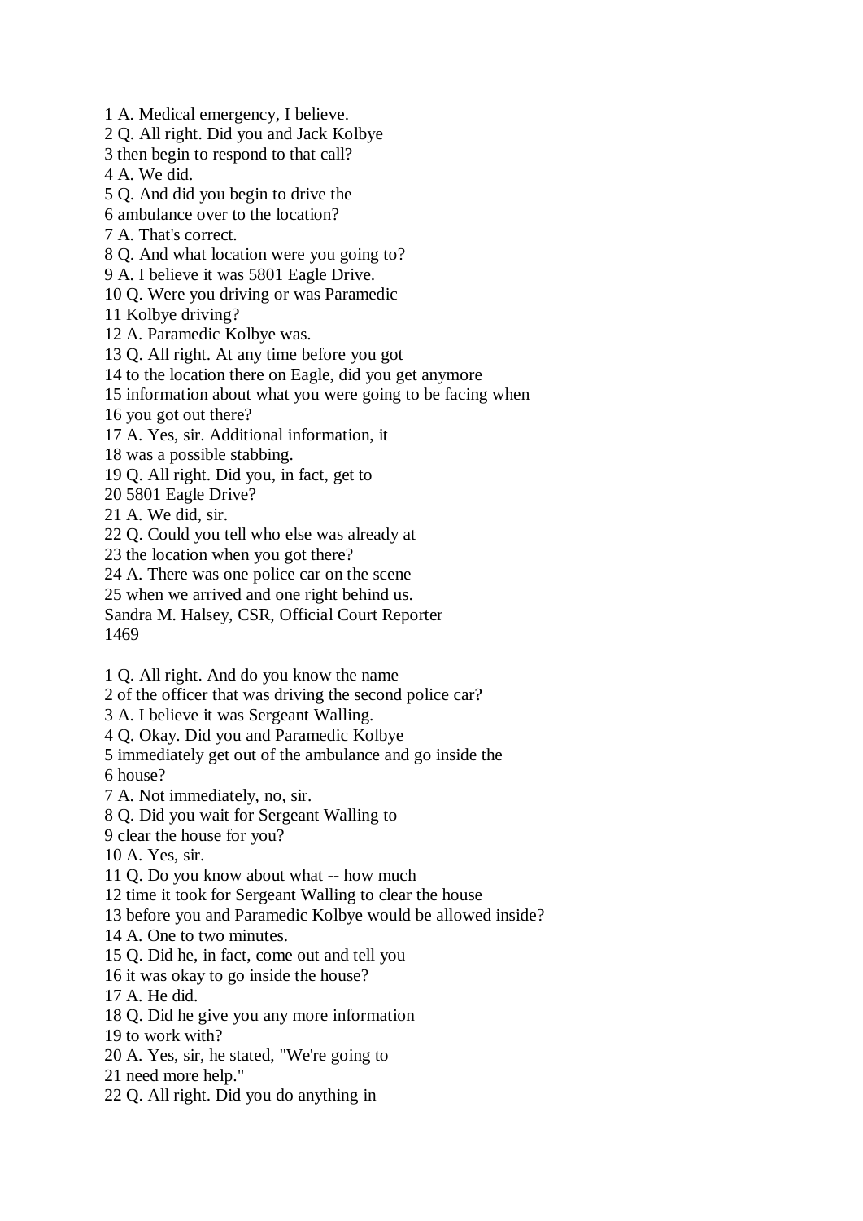1 A. Medical emergency, I believe.
2 Q. All right. Did you and Jack Kolbye
3 then begin to respond to that call?
4 A. We did.
5 Q. And did you begin to drive the
6 ambulance over to the location?
7 A. That's correct.
8 Q. And what location were you going to?
9 A. I believe it was 5801 Eagle Drive.
10 Q. Were you driving or was Paramedic
11 Kolbye driving?
12 A. Paramedic Kolbye was.
13 Q. All right. At any time before you got
14 to the location there on Eagle, did you get anymore
15 information about what you were going to be facing when
16 you got out there?
17 A. Yes, sir. Additional information, it
18 was a possible stabbing.
19 Q. All right. Did you, in fact, get to
20 5801 Eagle Drive?
21 A. We did, sir.
22 Q. Could you tell who else was already at
23 the location when you got there?
24 A. There was one police car on the scene
25 when we arrived and one right behind us.
Sandra M. Halsey, CSR, Official Court Reporter

1 Q. All right. And do you know the name
2 of the officer that was driving the second police car?
3 A. I believe it was Sergeant Walling.
4 Q. Okay. Did you and Paramedic Kolbye
5 immediately get out of the ambulance and go inside the
6 house?
7 A. Not immediately, no, sir.
8 Q. Did you wait for Sergeant Walling to
9 clear the house for you?
10 A. Yes, sir.
11 Q. Do you know about what -- how much
12 time it took for Sergeant Walling to clear the house
13 before you and Paramedic Kolbye would be allowed inside?
14 A. One to two minutes.
15 Q. Did he, in fact, come out and tell you
16 it was okay to go inside the house?
17 A. He did.
18 Q. Did he give you any more information
19 to work with?
20 A. Yes, sir, he stated, "We're going to
21 need more help."
22 Q. All right. Did you do anything in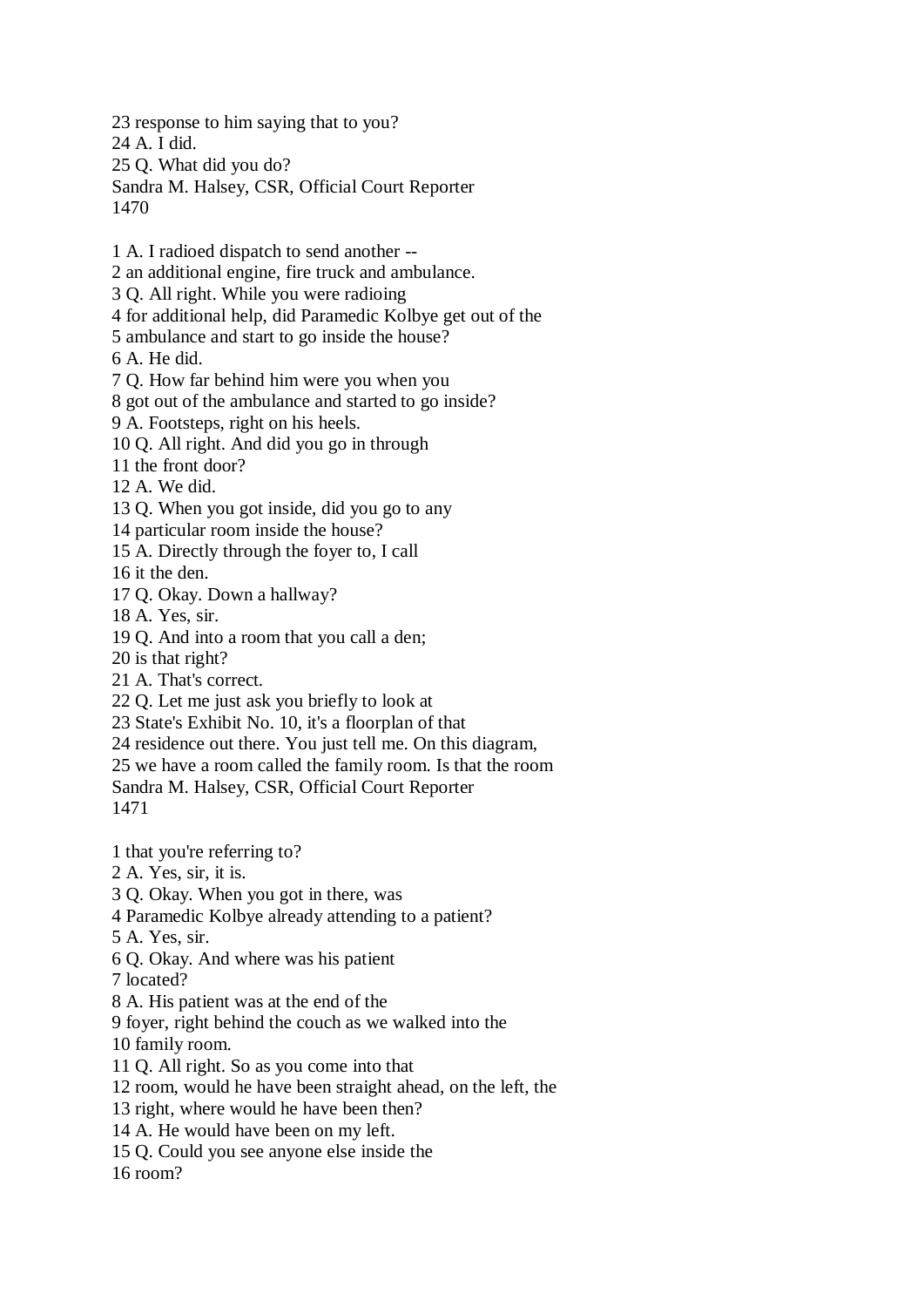23 response to him saying that to you?
24 A. I did.
25 Q. What did you do?

1 A. I radioed dispatch to send another --
2 an additional engine, fire truck and ambulance.
3 Q. All right. While you were radioing
4 for additional help, did Paramedic Kolbye get out of the
5 ambulance and start to go inside the house?
6 A. He did.
7 Q. How far behind him were you when you
8 got out of the ambulance and started to go inside?
9 A. Footsteps, right on his heels.
10 Q. All right. And did you go in through
11 the front door?
12 A. We did.
13 Q. When you got inside, did you go to any
14 particular room inside the house?
15 A. Directly through the foyer to, I call
16 it the den.
17 Q. Okay. Down a hallway?
18 A. Yes, sir.
19 Q. And into a room that you call a den;
20 is that right?
21 A. That's correct.
22 Q. Let me just ask you briefly to look at
23 State's Exhibit No. 10, it's a floorplan of that
24 residence out there. You just tell me. On this diagram,
25 we have a room called the family room. Is that the room

1 that you're referring to?
2 A. Yes, sir, it is.
3 Q. Okay. When you got in there, was
4 Paramedic Kolbye already attending to a patient?
5 A. Yes, sir.
6 Q. Okay. And where was his patient
7 located?
8 A. His patient was at the end of the
9 foyer, right behind the couch as we walked into the
10 family room.
11 Q. All right. So as you come into that
12 room, would he have been straight ahead, on the left, the
13 right, where would he have been then?
14 A. He would have been on my left.
15 Q. Could you see anyone else inside the
16 room?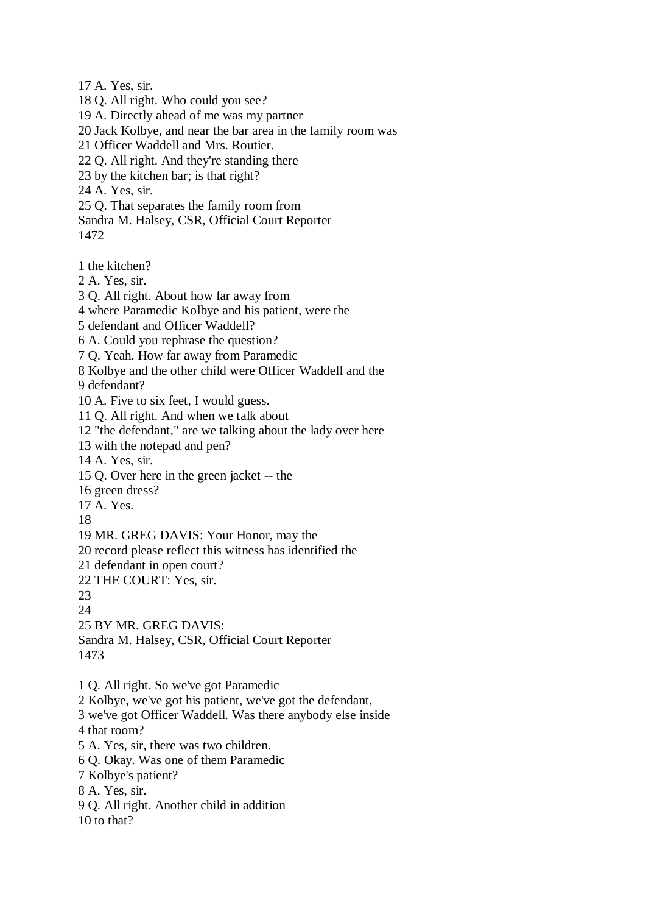17 A. Yes, sir.
18 Q. All right. Who could you see?
19 A. Directly ahead of me was my partner
20 Jack Kolbye, and near the bar area in the family room was
21 Officer Waddell and Mrs. Routier.
22 Q. All right. And they're standing there
23 by the kitchen bar; is that right?
24 A. Yes, sir.
25 Q. That separates the family room from

1 the kitchen?
2 A. Yes, sir.
3 Q. All right. About how far away from
4 where Paramedic Kolbye and his patient, were the
5 defendant and Officer Waddell?
6 A. Could you rephrase the question?
7 Q. Yeah. How far away from Paramedic
8 Kolbye and the other child were Officer Waddell and the
9 defendant?
10 A. Five to six feet, I would guess.
11 Q. All right. And when we talk about
12 "the defendant," are we talking about the lady over here
13 with the notepad and pen?
14 A. Yes, sir.
15 Q. Over here in the green jacket -- the
16 green dress?
17 A. Yes.
18
19 MR. GREG DAVIS: Your Honor, may the
20 record please reflect this witness has identified the
21 defendant in open court?
22 THE COURT: Yes, sir.
23
24
25 BY MR. GREG DAVIS:

1 Q. All right. So we've got Paramedic
2 Kolbye, we've got his patient, we've got the defendant,
3 we've got Officer Waddell. Was there anybody else inside
4 that room?
5 A. Yes, sir, there was two children.
6 Q. Okay. Was one of them Paramedic
7 Kolbye's patient?
8 A. Yes, sir.
9 Q. All right. Another child in addition
10 to that?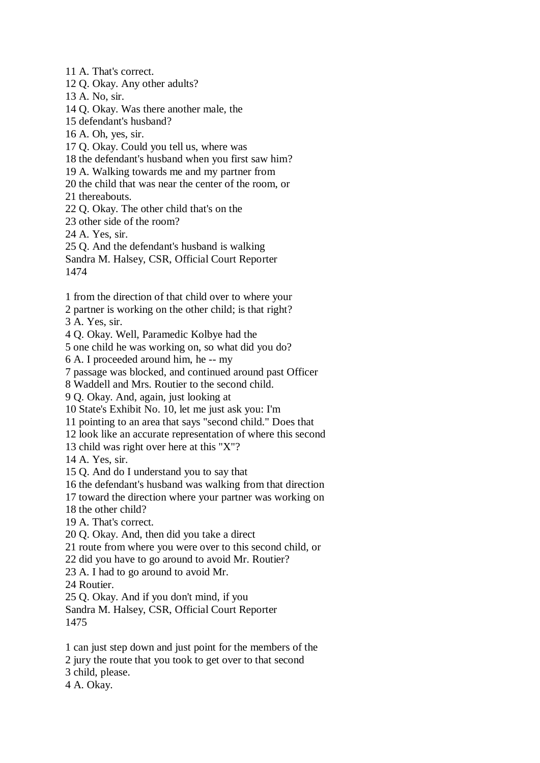11 A. That's correct.
12 Q. Okay. Any other adults?
13 A. No, sir.
14 Q. Okay. Was there another male, the
15 defendant's husband?
16 A. Oh, yes, sir.
17 Q. Okay. Could you tell us, where was
18 the defendant's husband when you first saw him?
19 A. Walking towards me and my partner from
20 the child that was near the center of the room, or
21 thereabouts.
22 Q. Okay. The other child that's on the
23 other side of the room?
24 A. Yes, sir.
25 Q. And the defendant's husband is walking

1 from the direction of that child over to where your
2 partner is working on the other child; is that right?
3 A. Yes, sir.
4 Q. Okay. Well, Paramedic Kolbye had the
5 one child he was working on, so what did you do?
6 A. I proceeded around him, he -- my
7 passage was blocked, and continued around past Officer
8 Waddell and Mrs. Routier to the second child.
9 Q. Okay. And, again, just looking at
10 State's Exhibit No. 10, let me just ask you: I'm
11 pointing to an area that says "second child." Does that
12 look like an accurate representation of where this second
13 child was right over here at this "X"?
14 A. Yes, sir.
15 Q. And do I understand you to say that
16 the defendant's husband was walking from that direction
17 toward the direction where your partner was working on
18 the other child?
19 A. That's correct.
20 Q. Okay. And, then did you take a direct
21 route from where you were over to this second child, or
22 did you have to go around to avoid Mr. Routier?
23 A. I had to go around to avoid Mr.
24 Routier.
25 Q. Okay. And if you don't mind, if you

1 can just step down and just point for the members of the
2 jury the route that you took to get over to that second
3 child, please.
4 A. Okay.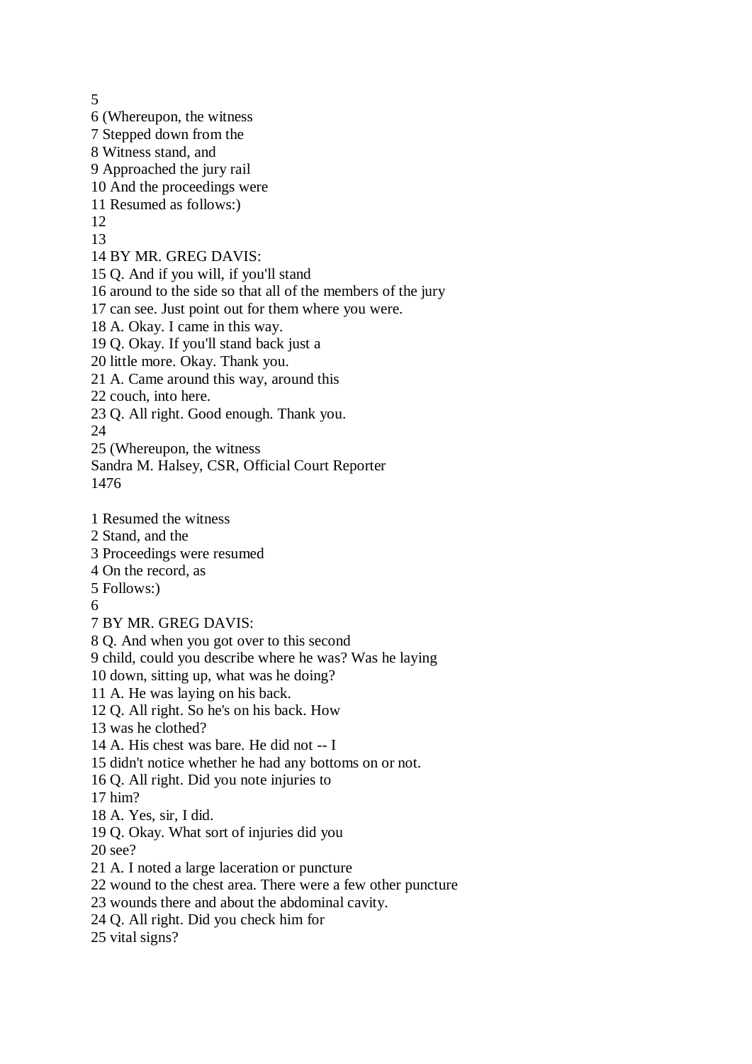5
6 (Whereupon, the witness
7 Stepped down from the
8 Witness stand, and
9 Approached the jury rail
10 And the proceedings were
11 Resumed as follows:)
12
13
14 BY MR. GREG DAVIS:
15 Q. And if you will, if you'll stand
16 around to the side so that all of the members of the jury
17 can see. Just point out for them where you were.
18 A. Okay. I came in this way.
19 Q. Okay. If you'll stand back just a
20 little more. Okay. Thank you.
21 A. Came around this way, around this
22 couch, into here.
23 Q. All right. Good enough. Thank you.
24
25 (Whereupon, the witness
Sandra M. Halsey, CSR, Official Court Reporter

1 Resumed the witness
2 Stand, and the
3 Proceedings were resumed
4 On the record, as
5 Follows:)
6
7 BY MR. GREG DAVIS:
8 Q. And when you got over to this second
9 child, could you describe where he was? Was he laying
10 down, sitting up, what was he doing?
11 A. He was laying on his back.
12 Q. All right. So he's on his back. How
13 was he clothed?
14 A. His chest was bare. He did not -- I
15 didn't notice whether he had any bottoms on or not.
16 Q. All right. Did you note injuries to
17 him?
18 A. Yes, sir, I did.
19 Q. Okay. What sort of injuries did you
20 see?
21 A. I noted a large laceration or puncture
22 wound to the chest area. There were a few other puncture
23 wounds there and about the abdominal cavity.
24 Q. All right. Did you check him for
25 vital signs?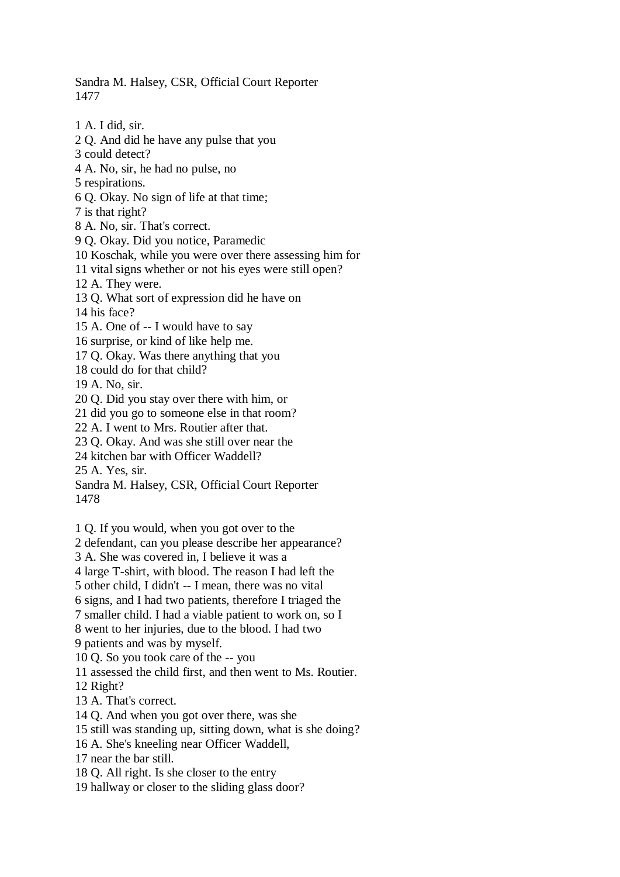1 A. I did, sir.
2 Q. And did he have any pulse that you
3 could detect?
4 A. No, sir, he had no pulse, no
5 respirations.
6 Q. Okay. No sign of life at that time;
7 is that right?
8 A. No, sir. That's correct.
9 Q. Okay. Did you notice, Paramedic
10 Koschak, while you were over there assessing him for
11 vital signs whether or not his eyes were still open?
12 A. They were.
13 Q. What sort of expression did he have on
14 his face?
15 A. One of -- I would have to say
16 surprise, or kind of like help me.
17 Q. Okay. Was there anything that you
18 could do for that child?
19 A. No, sir.
20 Q. Did you stay over there with him, or
21 did you go to someone else in that room?
22 A. I went to Mrs. Routier after that.
23 Q. Okay. And was she still over near the
24 kitchen bar with Officer Waddell?
25 A. Yes, sir.

1 Q. If you would, when you got over to the
2 defendant, can you please describe her appearance?
3 A. She was covered in, I believe it was a
4 large T-shirt, with blood. The reason I had left the
5 other child, I didn't -- I mean, there was no vital
6 signs, and I had two patients, therefore I triaged the
7 smaller child. I had a viable patient to work on, so I
8 went to her injuries, due to the blood. I had two
9 patients and was by myself.
10 Q. So you took care of the -- you
11 assessed the child first, and then went to Ms. Routier.
12 Right?
13 A. That's correct.
14 Q. And when you got over there, was she
15 still was standing up, sitting down, what is she doing?
16 A. She's kneeling near Officer Waddell,
17 near the bar still.
18 Q. All right. Is she closer to the entry
19 hallway or closer to the sliding glass door?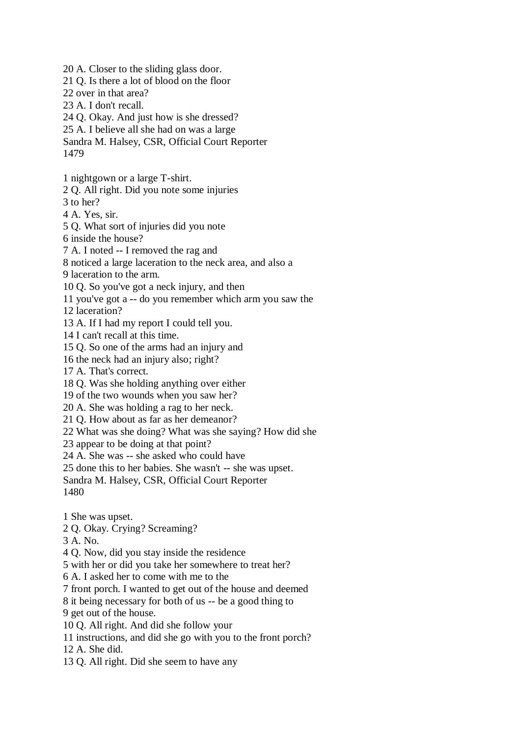20 A. Closer to the sliding glass door.
21 Q. Is there a lot of blood on the floor
22 over in that area?
23 A. I don't recall.
24 Q. Okay. And just how is she dressed?
25 A. I believe all she had on was a large

1 nightgown or a large T-shirt.
2 Q. All right. Did you note some injuries
3 to her?
4 A. Yes, sir.
5 Q. What sort of injuries did you note
6 inside the house?
7 A. I noted -- I removed the rag and
8 noticed a large laceration to the neck area, and also a
9 laceration to the arm.
10 Q. So you've got a neck injury, and then
11 you've got a -- do you remember which arm you saw the
12 laceration?
13 A. If I had my report I could tell you.
14 I can't recall at this time.
15 Q. So one of the arms had an injury and
16 the neck had an injury also; right?
17 A. That's correct.
18 Q. Was she holding anything over either
19 of the two wounds when you saw her?
20 A. She was holding a rag to her neck.
21 Q. How about as far as her demeanor?
22 What was she doing? What was she saying? How did she
23 appear to be doing at that point?
24 A. She was -- she asked who could have
25 done this to her babies. She wasn't -- she was upset.

1 She was upset.
2 Q. Okay. Crying? Screaming?
3 A. No.
4 Q. Now, did you stay inside the residence
5 with her or did you take her somewhere to treat her?
6 A. I asked her to come with me to the
7 front porch. I wanted to get out of the house and deemed
8 it being necessary for both of us -- be a good thing to
9 get out of the house.
10 Q. All right. And did she follow your
11 instructions, and did she go with you to the front porch?
12 A. She did.
13 Q. All right. Did she seem to have any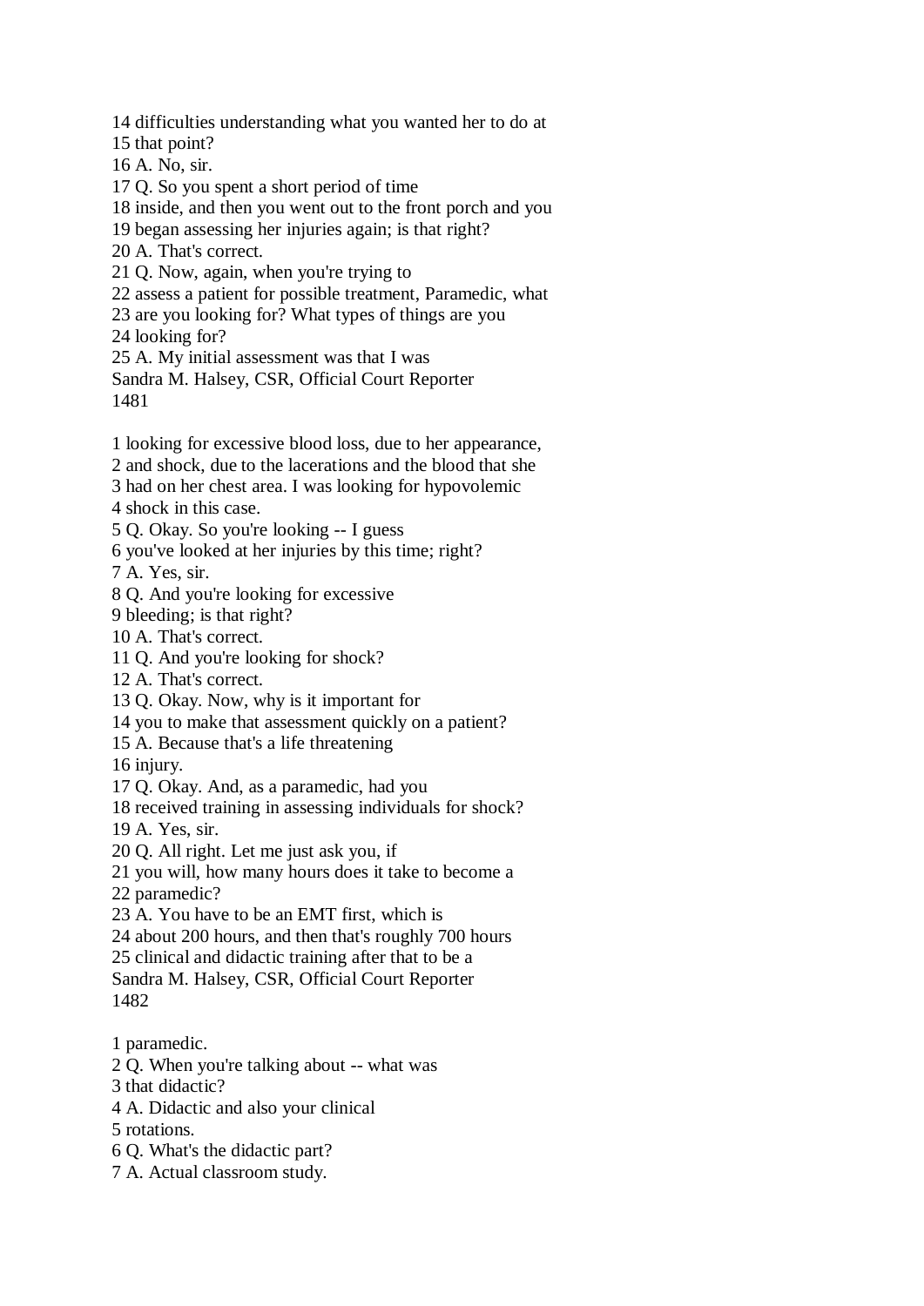14 difficulties understanding what you wanted her to do at
15 that point?
16 A. No, sir.
17 Q. So you spent a short period of time
18 inside, and then you went out to the front porch and you
19 began assessing her injuries again; is that right?
20 A. That's correct.
21 Q. Now, again, when you're trying to
22 assess a patient for possible treatment, Paramedic, what
23 are you looking for? What types of things are you
24 looking for?
25 A. My initial assessment was that I was

1 looking for excessive blood loss, due to her appearance,
2 and shock, due to the lacerations and the blood that she
3 had on her chest area. I was looking for hypovolemic
4 shock in this case.
5 Q. Okay. So you're looking -- I guess
6 you've looked at her injuries by this time; right?
7 A. Yes, sir.
8 Q. And you're looking for excessive
9 bleeding; is that right?
10 A. That's correct.
11 Q. And you're looking for shock?
12 A. That's correct.
13 Q. Okay. Now, why is it important for
14 you to make that assessment quickly on a patient?
15 A. Because that's a life threatening
16 injury.
17 Q. Okay. And, as a paramedic, had you
18 received training in assessing individuals for shock?
19 A. Yes, sir.
20 Q. All right. Let me just ask you, if
21 you will, how many hours does it take to become a
22 paramedic?
23 A. You have to be an EMT first, which is
24 about 200 hours, and then that's roughly 700 hours
25 clinical and didactic training after that to be a

1 paramedic.
2 Q. When you're talking about -- what was
3 that didactic?
4 A. Didactic and also your clinical
5 rotations.
6 Q. What's the didactic part?
7 A. Actual classroom study.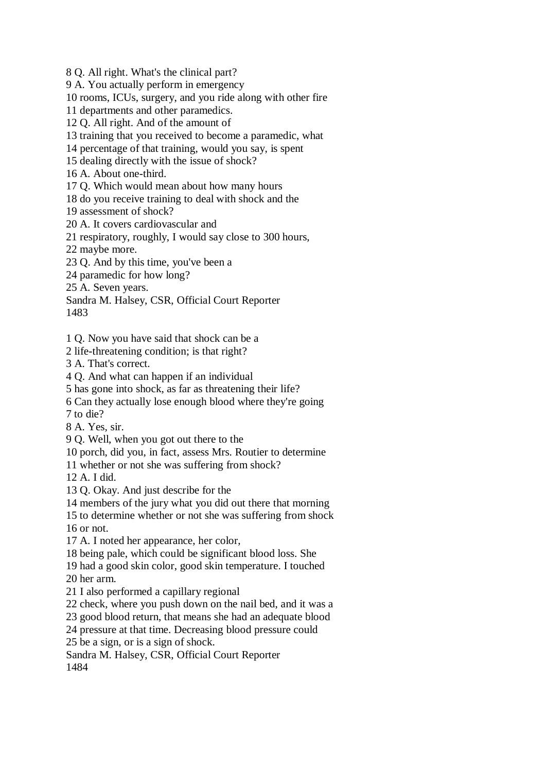8 Q. All right. What's the clinical part?
9 A. You actually perform in emergency
10 rooms, ICUs, surgery, and you ride along with other fire
11 departments and other paramedics.
12 Q. All right. And of the amount of
13 training that you received to become a paramedic, what
14 percentage of that training, would you say, is spent
15 dealing directly with the issue of shock?
16 A. About one-third.
17 Q. Which would mean about how many hours
18 do you receive training to deal with shock and the
19 assessment of shock?
20 A. It covers cardiovascular and
21 respiratory, roughly, I would say close to 300 hours,
22 maybe more.
23 Q. And by this time, you've been a
24 paramedic for how long?
25 A. Seven years.
Sandra M. Halsey, CSR, Official Court Reporter

1 Q. Now you have said that shock can be a
2 life-threatening condition; is that right?
3 A. That's correct.
4 Q. And what can happen if an individual
5 has gone into shock, as far as threatening their life?
6 Can they actually lose enough blood where they're going
7 to die?
8 A. Yes, sir.
9 Q. Well, when you got out there to the
10 porch, did you, in fact, assess Mrs. Routier to determine
11 whether or not she was suffering from shock?
12 A. I did.
13 Q. Okay. And just describe for the
14 members of the jury what you did out there that morning
15 to determine whether or not she was suffering from shock
16 or not.
17 A. I noted her appearance, her color,
18 being pale, which could be significant blood loss. She
19 had a good skin color, good skin temperature. I touched
20 her arm.
21 I also performed a capillary regional
22 check, where you push down on the nail bed, and it was a
23 good blood return, that means she had an adequate blood
24 pressure at that time. Decreasing blood pressure could
25 be a sign, or is a sign of shock.
Sandra M. Halsey, CSR, Official Court Reporter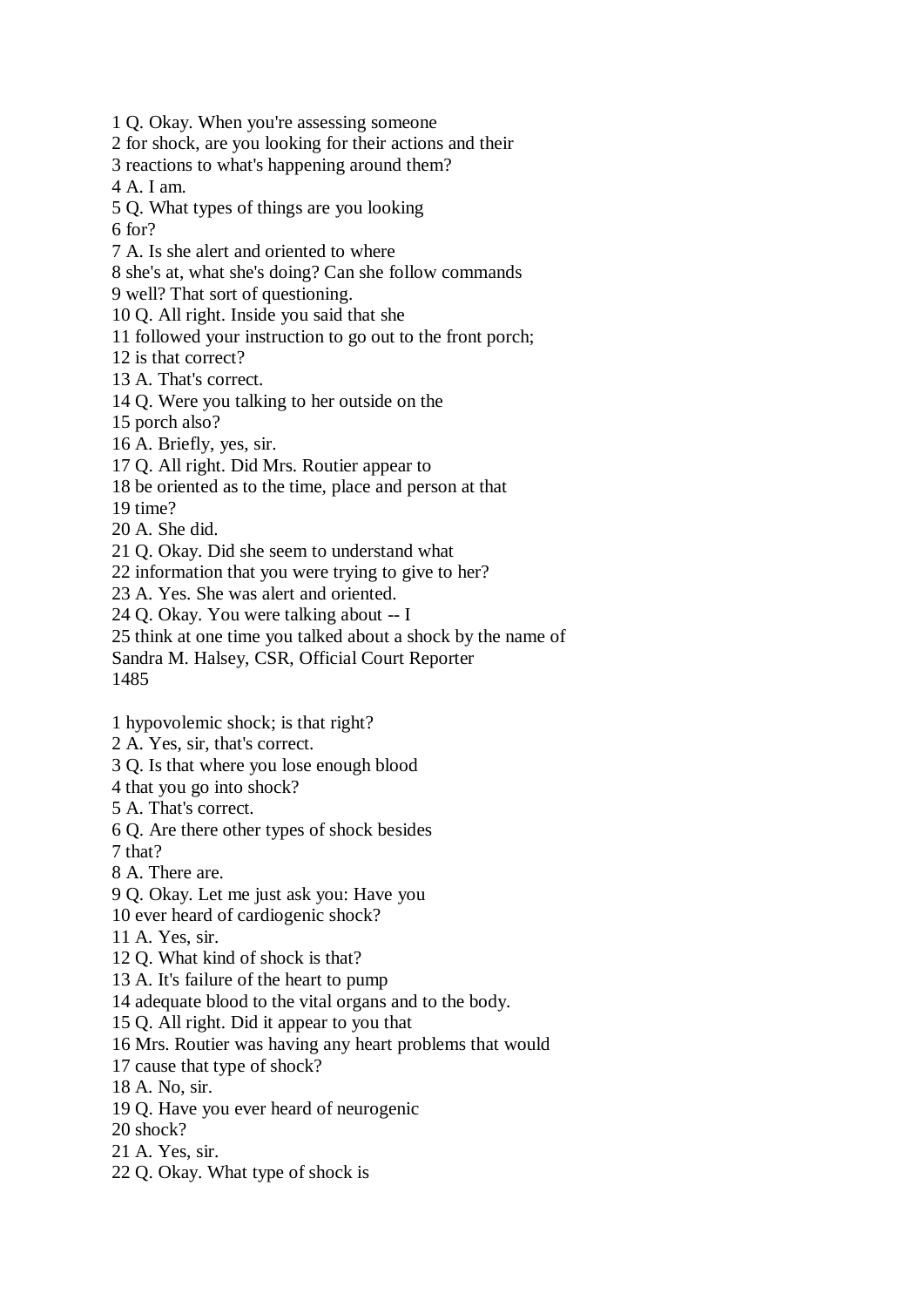1 Q. Okay. When you're assessing someone
2 for shock, are you looking for their actions and their
3 reactions to what's happening around them?
4 A. I am.
5 Q. What types of things are you looking
6 for?
7 A. Is she alert and oriented to where
8 she's at, what she's doing? Can she follow commands
9 well? That sort of questioning.
10 Q. All right. Inside you said that she
11 followed your instruction to go out to the front porch;
12 is that correct?
13 A. That's correct.
14 Q. Were you talking to her outside on the
15 porch also?
16 A. Briefly, yes, sir.
17 Q. All right. Did Mrs. Routier appear to
18 be oriented as to the time, place and person at that
19 time?
20 A. She did.
21 Q. Okay. Did she seem to understand what
22 information that you were trying to give to her?
23 A. Yes. She was alert and oriented.
24 Q. Okay. You were talking about -- I
25 think at one time you talked about a shock by the name of
Sandra M. Halsey, CSR, Official Court Reporter

1 hypovolemic shock; is that right?
2 A. Yes, sir, that's correct.
3 Q. Is that where you lose enough blood
4 that you go into shock?
5 A. That's correct.
6 Q. Are there other types of shock besides
7 that?
8 A. There are.
9 Q. Okay. Let me just ask you: Have you
10 ever heard of cardiogenic shock?
11 A. Yes, sir.
12 Q. What kind of shock is that?
13 A. It's failure of the heart to pump
14 adequate blood to the vital organs and to the body.
15 Q. All right. Did it appear to you that
16 Mrs. Routier was having any heart problems that would
17 cause that type of shock?
18 A. No, sir.
19 Q. Have you ever heard of neurogenic
20 shock?
21 A. Yes, sir.
22 Q. Okay. What type of shock is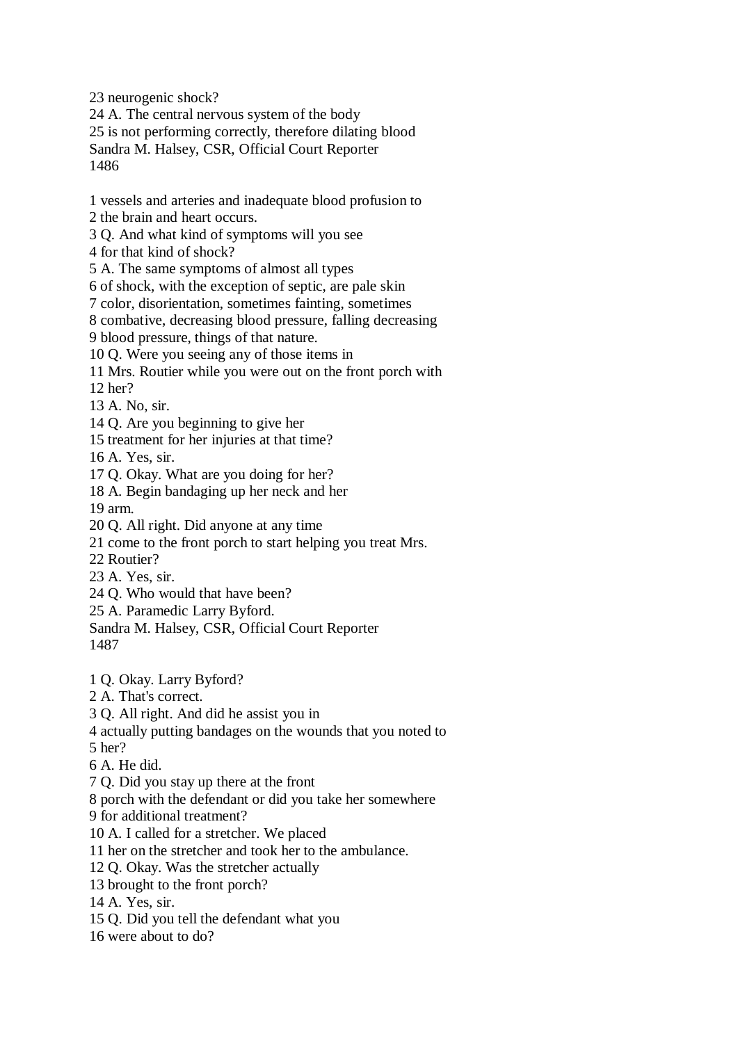23 neurogenic shock?
24 A. The central nervous system of the body
25 is not performing correctly, therefore dilating blood

1 vessels and arteries and inadequate blood profusion to
2 the brain and heart occurs.
3 Q. And what kind of symptoms will you see
4 for that kind of shock?
5 A. The same symptoms of almost all types
6 of shock, with the exception of septic, are pale skin
7 color, disorientation, sometimes fainting, sometimes
8 combative, decreasing blood pressure, falling decreasing
9 blood pressure, things of that nature.
10 Q. Were you seeing any of those items in
11 Mrs. Routier while you were out on the front porch with
12 her?
13 A. No, sir.
14 Q. Are you beginning to give her
15 treatment for her injuries at that time?
16 A. Yes, sir.
17 Q. Okay. What are you doing for her?
18 A. Begin bandaging up her neck and her
19 arm.
20 Q. All right. Did anyone at any time
21 come to the front porch to start helping you treat Mrs.
22 Routier?
23 A. Yes, sir.
24 Q. Who would that have been?
25 A. Paramedic Larry Byford.

1 Q. Okay. Larry Byford?
2 A. That's correct.
3 Q. All right. And did he assist you in
4 actually putting bandages on the wounds that you noted to
5 her?
6 A. He did.
7 Q. Did you stay up there at the front
8 porch with the defendant or did you take her somewhere
9 for additional treatment?
10 A. I called for a stretcher. We placed
11 her on the stretcher and took her to the ambulance.
12 Q. Okay. Was the stretcher actually
13 brought to the front porch?
14 A. Yes, sir.
15 Q. Did you tell the defendant what you
16 were about to do?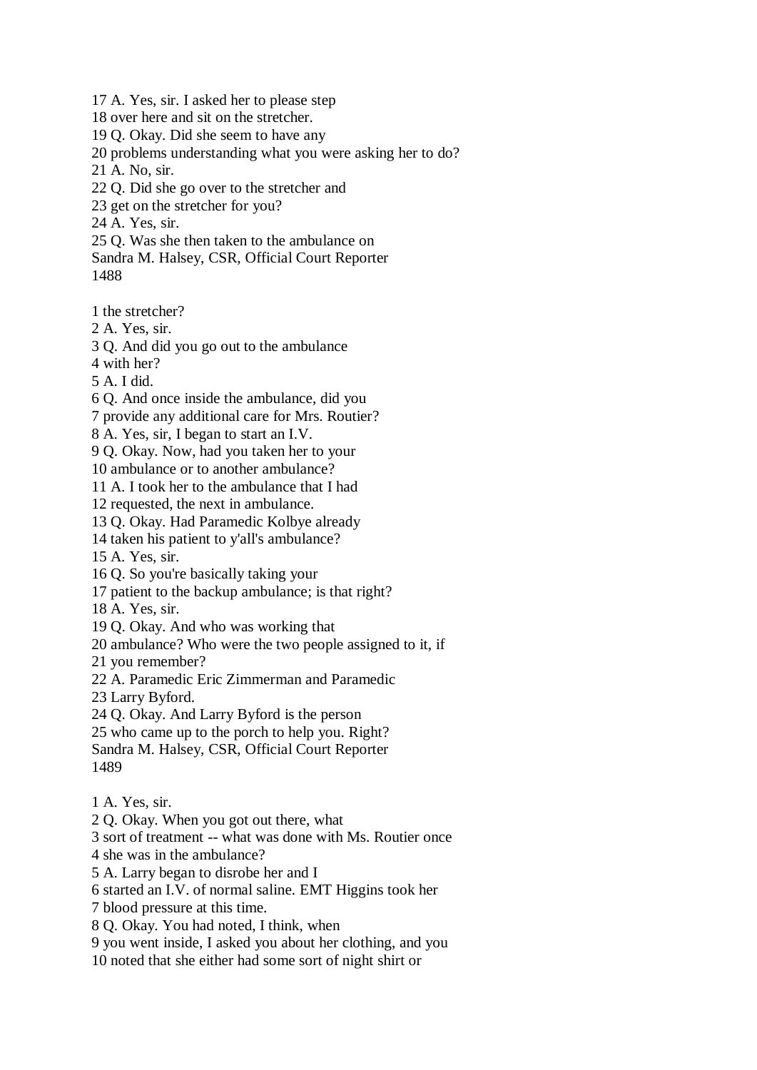17 A. Yes, sir. I asked her to please step
18 over here and sit on the stretcher.
19 Q. Okay. Did she seem to have any
20 problems understanding what you were asking her to do?
21 A. No, sir.
22 Q. Did she go over to the stretcher and
23 get on the stretcher for you?
24 A. Yes, sir.
25 Q. Was she then taken to the ambulance on

1 the stretcher?
2 A. Yes, sir.
3 Q. And did you go out to the ambulance
4 with her?
5 A. I did.
6 Q. And once inside the ambulance, did you
7 provide any additional care for Mrs. Routier?
8 A. Yes, sir, I began to start an I.V.
9 Q. Okay. Now, had you taken her to your
10 ambulance or to another ambulance?
11 A. I took her to the ambulance that I had
12 requested, the next in ambulance.
13 Q. Okay. Had Paramedic Kolbye already
14 taken his patient to y'all's ambulance?
15 A. Yes, sir.
16 Q. So you're basically taking your
17 patient to the backup ambulance; is that right?
18 A. Yes, sir.
19 Q. Okay. And who was working that
20 ambulance? Who were the two people assigned to it, if
21 you remember?
22 A. Paramedic Eric Zimmerman and Paramedic
23 Larry Byford.
24 Q. Okay. And Larry Byford is the person
25 who came up to the porch to help you. Right?

1 A. Yes, sir.
2 Q. Okay. When you got out there, what
3 sort of treatment -- what was done with Ms. Routier once
4 she was in the ambulance?
5 A. Larry began to disrobe her and I
6 started an I.V. of normal saline. EMT Higgins took her
7 blood pressure at this time.
8 Q. Okay. You had noted, I think, when
9 you went inside, I asked you about her clothing, and you
10 noted that she either had some sort of night shirt or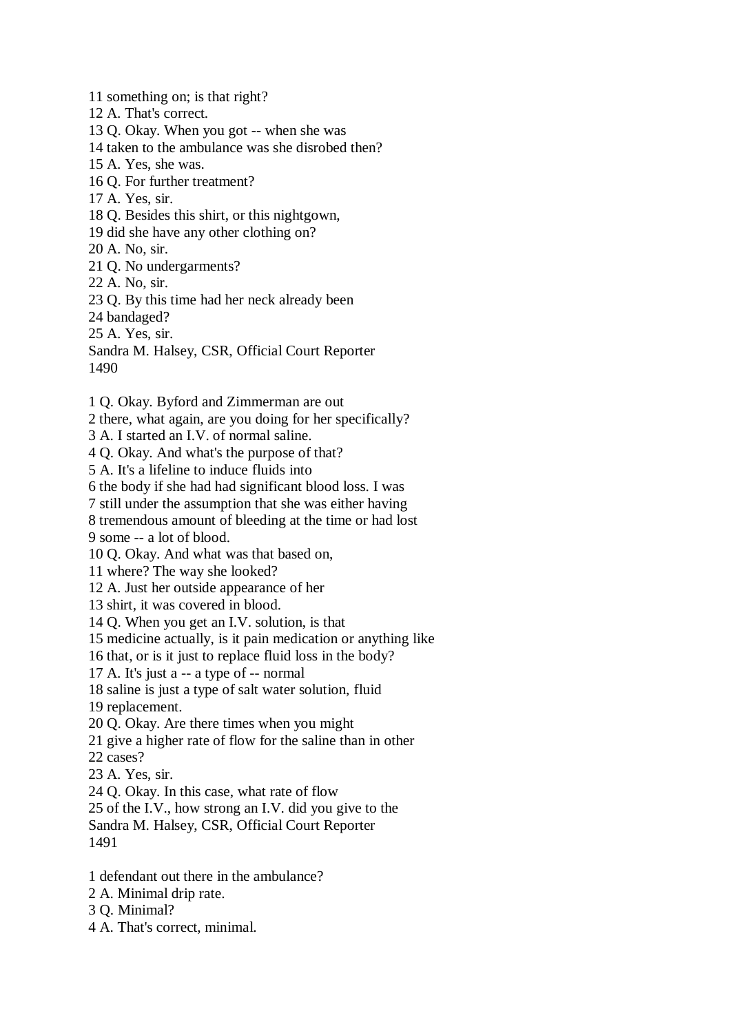11 something on; is that right?
12 A. That's correct.
13 Q. Okay. When you got -- when she was
14 taken to the ambulance was she disrobed then?
15 A. Yes, she was.
16 Q. For further treatment?
17 A. Yes, sir.
18 Q. Besides this shirt, or this nightgown,
19 did she have any other clothing on?
20 A. No, sir.
21 Q. No undergarments?
22 A. No, sir.
23 Q. By this time had her neck already been
24 bandaged?
25 A. Yes, sir.
Sandra M. Halsey, CSR, Official Court Reporter
1490

1 Q. Okay. Byford and Zimmerman are out
2 there, what again, are you doing for her specifically?
3 A. I started an I.V. of normal saline.
4 Q. Okay. And what's the purpose of that?
5 A. It's a lifeline to induce fluids into
6 the body if she had had significant blood loss. I was
7 still under the assumption that she was either having
8 tremendous amount of bleeding at the time or had lost
9 some -- a lot of blood.
10 Q. Okay. And what was that based on,
11 where? The way she looked?
12 A. Just her outside appearance of her
13 shirt, it was covered in blood.
14 Q. When you get an I.V. solution, is that
15 medicine actually, is it pain medication or anything like
16 that, or is it just to replace fluid loss in the body?
17 A. It's just a -- a type of -- normal
18 saline is just a type of salt water solution, fluid
19 replacement.
20 Q. Okay. Are there times when you might
21 give a higher rate of flow for the saline than in other
22 cases?
23 A. Yes, sir.
24 Q. Okay. In this case, what rate of flow
25 of the I.V., how strong an I.V. did you give to the
Sandra M. Halsey, CSR, Official Court Reporter
1491

1 defendant out there in the ambulance?
2 A. Minimal drip rate.
3 Q. Minimal?
4 A. That's correct, minimal.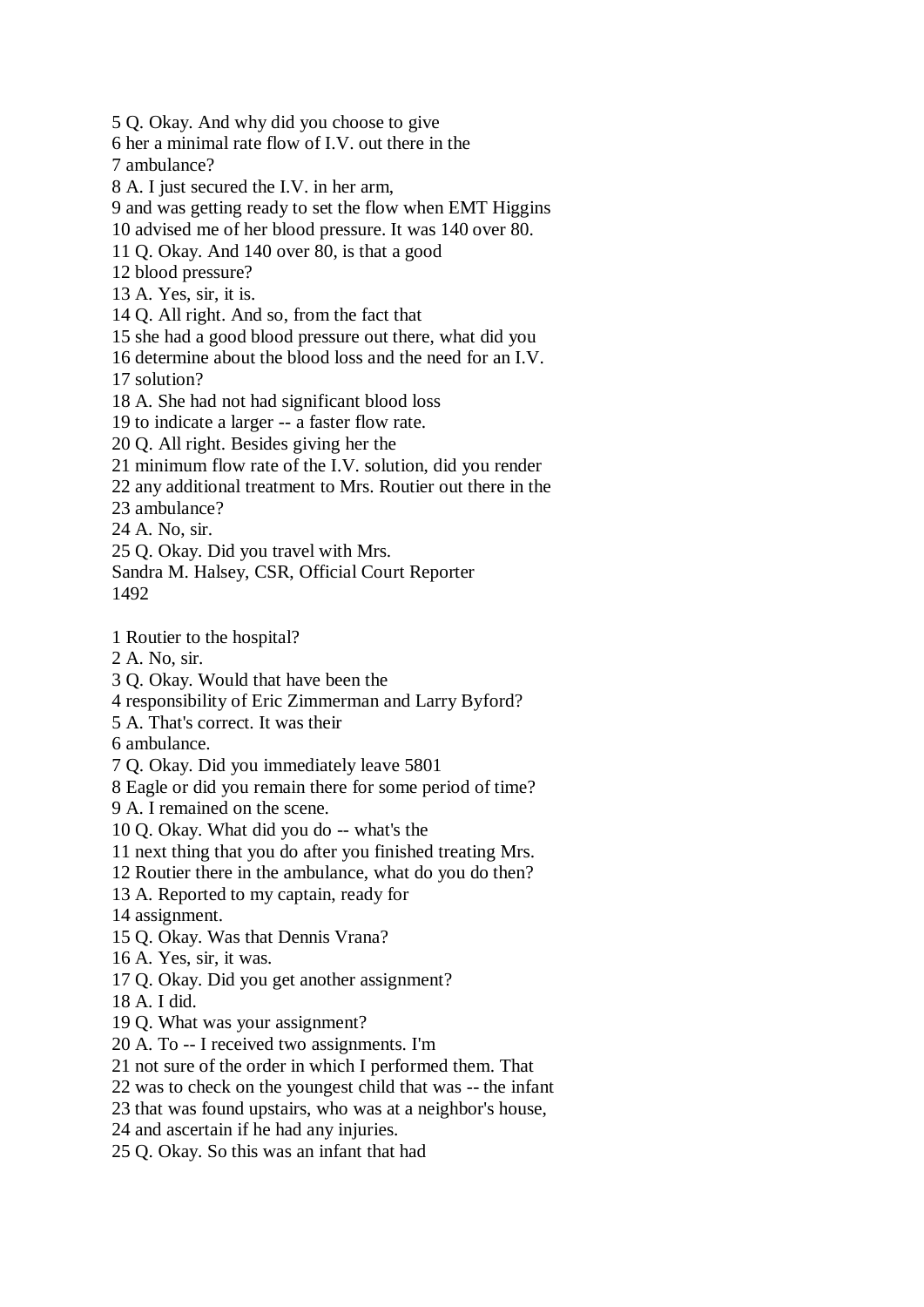5 Q. Okay. And why did you choose to give
6 her a minimal rate flow of I.V. out there in the
7 ambulance?
8 A. I just secured the I.V. in her arm,
9 and was getting ready to set the flow when EMT Higgins
10 advised me of her blood pressure. It was 140 over 80.
11 Q. Okay. And 140 over 80, is that a good
12 blood pressure?
13 A. Yes, sir, it is.
14 Q. All right. And so, from the fact that
15 she had a good blood pressure out there, what did you
16 determine about the blood loss and the need for an I.V.
17 solution?
18 A. She had not had significant blood loss
19 to indicate a larger -- a faster flow rate.
20 Q. All right. Besides giving her the
21 minimum flow rate of the I.V. solution, did you render
22 any additional treatment to Mrs. Routier out there in the
23 ambulance?
24 A. No, sir.
25 Q. Okay. Did you travel with Mrs.
Sandra M. Halsey, CSR, Official Court Reporter

1 Routier to the hospital?
2 A. No, sir.
3 Q. Okay. Would that have been the
4 responsibility of Eric Zimmerman and Larry Byford?
5 A. That's correct. It was their
6 ambulance.
7 Q. Okay. Did you immediately leave 5801
8 Eagle or did you remain there for some period of time?
9 A. I remained on the scene.
10 Q. Okay. What did you do -- what's the
11 next thing that you do after you finished treating Mrs.
12 Routier there in the ambulance, what do you do then?
13 A. Reported to my captain, ready for
14 assignment.
15 Q. Okay. Was that Dennis Vrana?
16 A. Yes, sir, it was.
17 Q. Okay. Did you get another assignment?
18 A. I did.
19 Q. What was your assignment?
20 A. To -- I received two assignments. I'm
21 not sure of the order in which I performed them. That
22 was to check on the youngest child that was -- the infant
23 that was found upstairs, who was at a neighbor's house,
24 and ascertain if he had any injuries.
25 Q. Okay. So this was an infant that had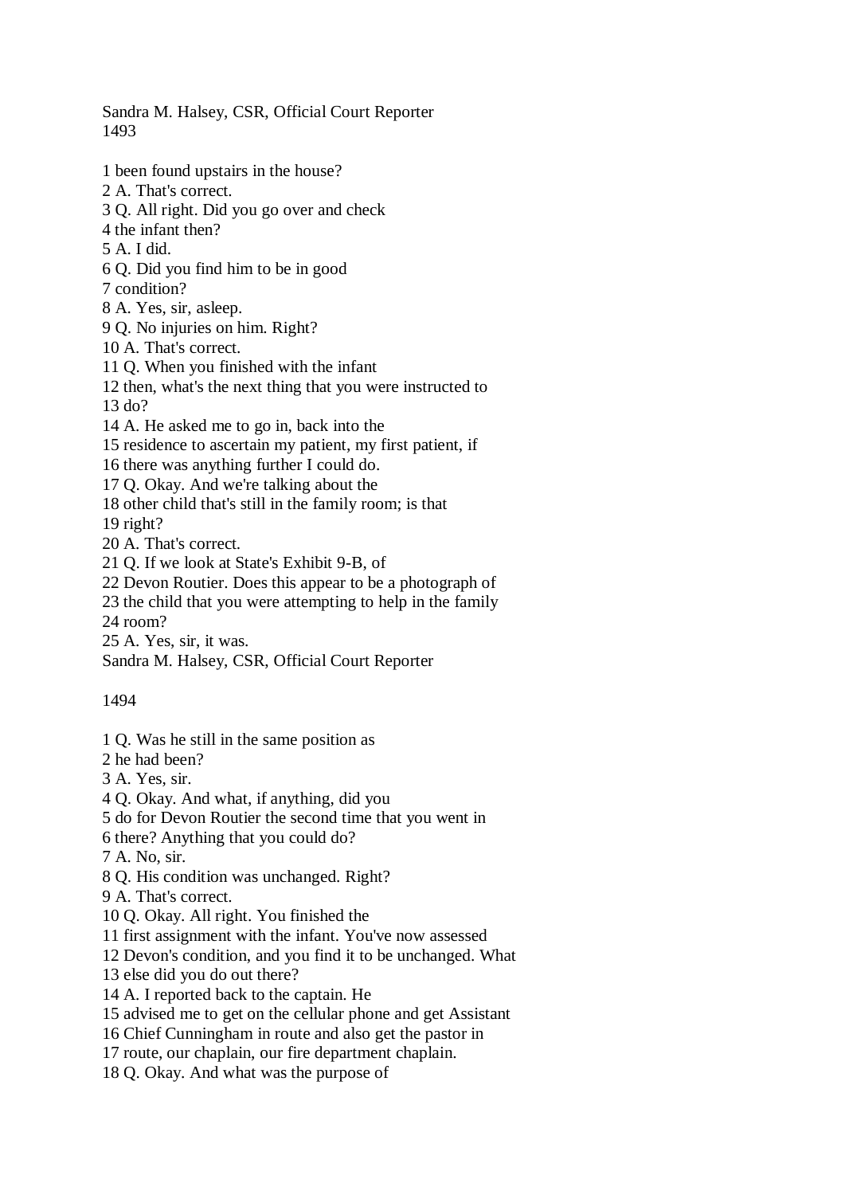1 been found upstairs in the house?
2 A. That's correct.
3 Q. All right. Did you go over and check
4 the infant then?
5 A. I did.
6 Q. Did you find him to be in good
7 condition?
8 A. Yes, sir, asleep.
9 Q. No injuries on him. Right?
10 A. That's correct.
11 Q. When you finished with the infant
12 then, what's the next thing that you were instructed to
13 do?
14 A. He asked me to go in, back into the
15 residence to ascertain my patient, my first patient, if
16 there was anything further I could do.
17 Q. Okay. And we're talking about the
18 other child that's still in the family room; is that
19 right?
20 A. That's correct.
21 Q. If we look at State's Exhibit 9-B, of
22 Devon Routier. Does this appear to be a photograph of
23 the child that you were attempting to help in the family
24 room?
25 A. Yes, sir, it was.

1 Q. Was he still in the same position as
2 he had been?
3 A. Yes, sir.
4 Q. Okay. And what, if anything, did you
5 do for Devon Routier the second time that you went in
6 there? Anything that you could do?
7 A. No, sir.
8 Q. His condition was unchanged. Right?
9 A. That's correct.
10 Q. Okay. All right. You finished the
11 first assignment with the infant. You've now assessed
12 Devon's condition, and you find it to be unchanged. What
13 else did you do out there?
14 A. I reported back to the captain. He
15 advised me to get on the cellular phone and get Assistant
16 Chief Cunningham in route and also get the pastor in
17 route, our chaplain, our fire department chaplain.
18 Q. Okay. And what was the purpose of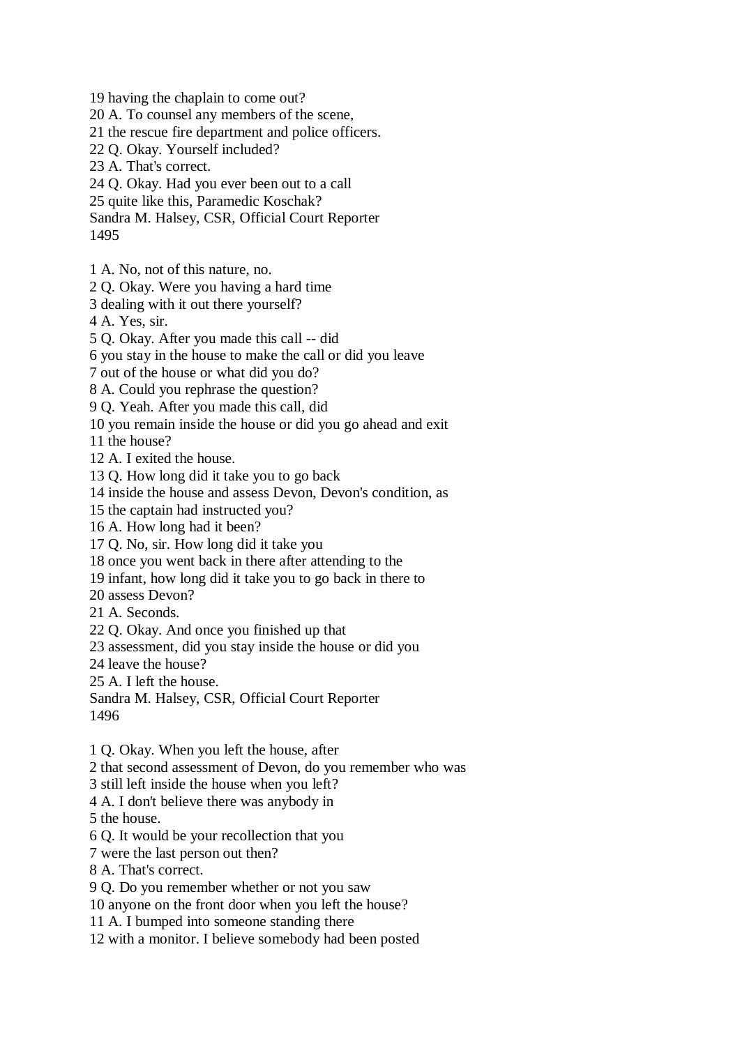19 having the chaplain to come out?
20 A. To counsel any members of the scene,
21 the rescue fire department and police officers.
22 Q. Okay. Yourself included?
23 A. That's correct.
24 Q. Okay. Had you ever been out to a call
25 quite like this, Paramedic Koschak?

1 A. No, not of this nature, no.
2 Q. Okay. Were you having a hard time
3 dealing with it out there yourself?
4 A. Yes, sir.
5 Q. Okay. After you made this call -- did
6 you stay in the house to make the call or did you leave
7 out of the house or what did you do?
8 A. Could you rephrase the question?
9 Q. Yeah. After you made this call, did
10 you remain inside the house or did you go ahead and exit
11 the house?
12 A. I exited the house.
13 Q. How long did it take you to go back
14 inside the house and assess Devon, Devon's condition, as
15 the captain had instructed you?
16 A. How long had it been?
17 Q. No, sir. How long did it take you
18 once you went back in there after attending to the
19 infant, how long did it take you to go back in there to
20 assess Devon?
21 A. Seconds.
22 Q. Okay. And once you finished up that
23 assessment, did you stay inside the house or did you
24 leave the house?
25 A. I left the house.

1 Q. Okay. When you left the house, after
2 that second assessment of Devon, do you remember who was
3 still left inside the house when you left?
4 A. I don't believe there was anybody in
5 the house.
6 Q. It would be your recollection that you
7 were the last person out then?
8 A. That's correct.
9 Q. Do you remember whether or not you saw
10 anyone on the front door when you left the house?
11 A. I bumped into someone standing there
12 with a monitor. I believe somebody had been posted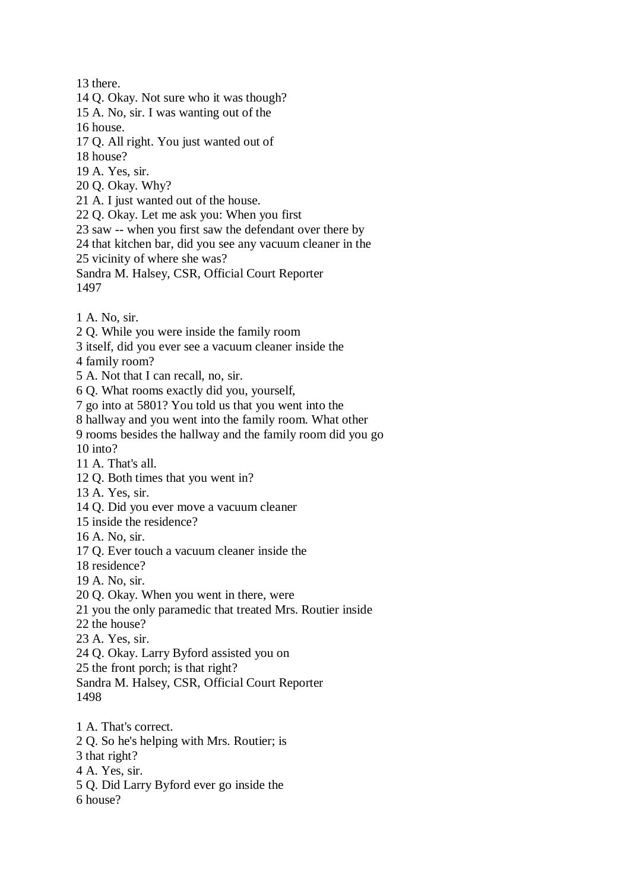13 there.
14 Q. Okay. Not sure who it was though?
15 A. No, sir. I was wanting out of the
16 house.
17 Q. All right. You just wanted out of
18 house?
19 A. Yes, sir.
20 Q. Okay. Why?
21 A. I just wanted out of the house.
22 Q. Okay. Let me ask you: When you first
23 saw -- when you first saw the defendant over there by
24 that kitchen bar, did you see any vacuum cleaner in the
25 vicinity of where she was?
Sandra M. Halsey, CSR, Official Court Reporter
1497

1 A. No, sir.
2 Q. While you were inside the family room
3 itself, did you ever see a vacuum cleaner inside the
4 family room?
5 A. Not that I can recall, no, sir.
6 Q. What rooms exactly did you, yourself,
7 go into at 5801? You told us that you went into the
8 hallway and you went into the family room. What other
9 rooms besides the hallway and the family room did you go
10 into?
11 A. That's all.
12 Q. Both times that you went in?
13 A. Yes, sir.
14 Q. Did you ever move a vacuum cleaner
15 inside the residence?
16 A. No, sir.
17 Q. Ever touch a vacuum cleaner inside the
18 residence?
19 A. No, sir.
20 Q. Okay. When you went in there, were
21 you the only paramedic that treated Mrs. Routier inside
22 the house?
23 A. Yes, sir.
24 Q. Okay. Larry Byford assisted you on
25 the front porch; is that right?
Sandra M. Halsey, CSR, Official Court Reporter
1498

1 A. That's correct.
2 Q. So he's helping with Mrs. Routier; is
3 that right?
4 A. Yes, sir.
5 Q. Did Larry Byford ever go inside the
6 house?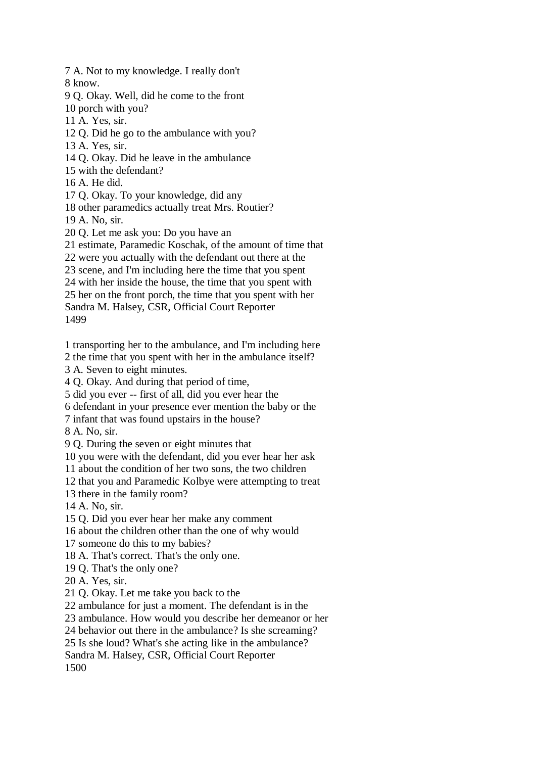7 A. Not to my knowledge. I really don't
8 know.
9 Q. Okay. Well, did he come to the front
10 porch with you?
11 A. Yes, sir.
12 Q. Did he go to the ambulance with you?
13 A. Yes, sir.
14 Q. Okay. Did he leave in the ambulance
15 with the defendant?
16 A. He did.
17 Q. Okay. To your knowledge, did any
18 other paramedics actually treat Mrs. Routier?
19 A. No, sir.
20 Q. Let me ask you: Do you have an
21 estimate, Paramedic Koschak, of the amount of time that
22 were you actually with the defendant out there at the
23 scene, and I'm including here the time that you spent
24 with her inside the house, the time that you spent with
25 her on the front porch, the time that you spent with her
Sandra M. Halsey, CSR, Official Court Reporter

1 transporting her to the ambulance, and I'm including here
2 the time that you spent with her in the ambulance itself?
3 A. Seven to eight minutes.
4 Q. Okay. And during that period of time,
5 did you ever -- first of all, did you ever hear the
6 defendant in your presence ever mention the baby or the
7 infant that was found upstairs in the house?
8 A. No, sir.
9 Q. During the seven or eight minutes that
10 you were with the defendant, did you ever hear her ask
11 about the condition of her two sons, the two children
12 that you and Paramedic Kolbye were attempting to treat
13 there in the family room?
14 A. No, sir.
15 Q. Did you ever hear her make any comment
16 about the children other than the one of why would
17 someone do this to my babies?
18 A. That's correct. That's the only one.
19 Q. That's the only one?
20 A. Yes, sir.
21 Q. Okay. Let me take you back to the
22 ambulance for just a moment. The defendant is in the
23 ambulance. How would you describe her demeanor or her
24 behavior out there in the ambulance? Is she screaming?
25 Is she loud? What's she acting like in the ambulance?
Sandra M. Halsey, CSR, Official Court Reporter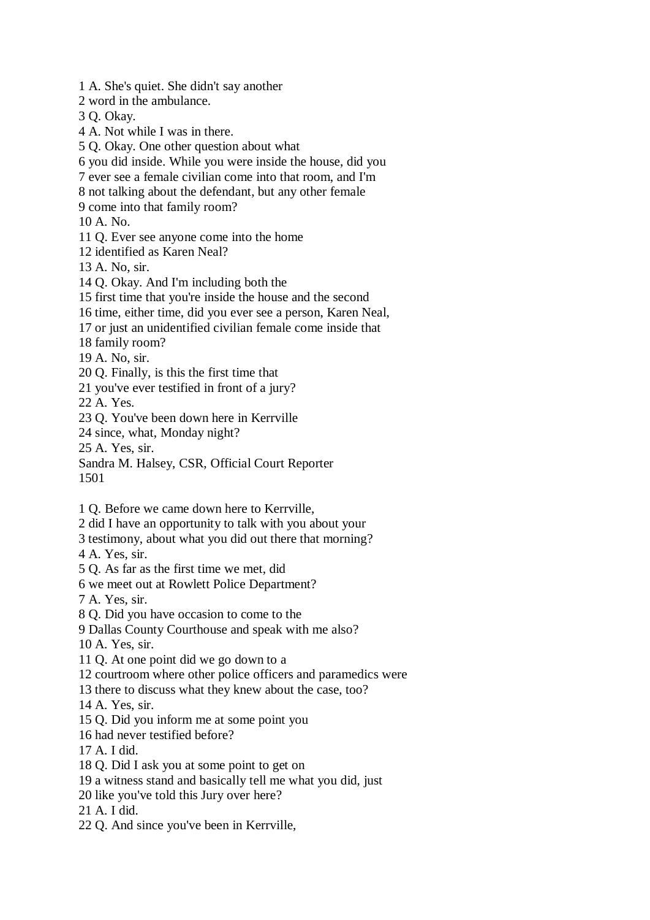1 A. She's quiet. She didn't say another
2 word in the ambulance.
3 Q. Okay.
4 A. Not while I was in there.
5 Q. Okay. One other question about what
6 you did inside. While you were inside the house, did you
7 ever see a female civilian come into that room, and I'm
8 not talking about the defendant, but any other female
9 come into that family room?
10 A. No.
11 Q. Ever see anyone come into the home
12 identified as Karen Neal?
13 A. No, sir.
14 Q. Okay. And I'm including both the
15 first time that you're inside the house and the second
16 time, either time, did you ever see a person, Karen Neal,
17 or just an unidentified civilian female come inside that
18 family room?
19 A. No, sir.
20 Q. Finally, is this the first time that
21 you've ever testified in front of a jury?
22 A. Yes.
23 Q. You've been down here in Kerrville
24 since, what, Monday night?
25 A. Yes, sir.
Sandra M. Halsey, CSR, Official Court Reporter

1 Q. Before we came down here to Kerrville,
2 did I have an opportunity to talk with you about your
3 testimony, about what you did out there that morning?
4 A. Yes, sir.
5 Q. As far as the first time we met, did
6 we meet out at Rowlett Police Department?
7 A. Yes, sir.
8 Q. Did you have occasion to come to the
9 Dallas County Courthouse and speak with me also?
10 A. Yes, sir.
11 Q. At one point did we go down to a
12 courtroom where other police officers and paramedics were
13 there to discuss what they knew about the case, too?
14 A. Yes, sir.
15 Q. Did you inform me at some point you
16 had never testified before?
17 A. I did.
18 Q. Did I ask you at some point to get on
19 a witness stand and basically tell me what you did, just
20 like you've told this Jury over here?
21 A. I did.
22 Q. And since you've been in Kerrville,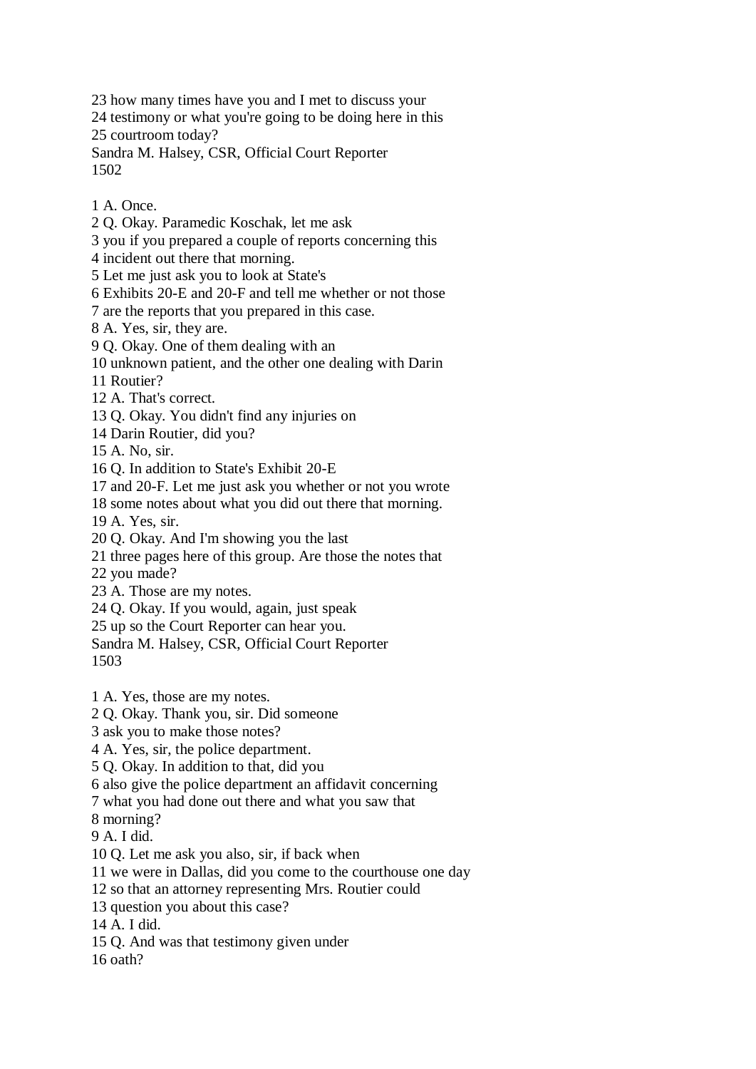23 how many times have you and I met to discuss your
24 testimony or what you're going to be doing here in this
25 courtroom today?

1 A. Once.
2 Q. Okay. Paramedic Koschak, let me ask
3 you if you prepared a couple of reports concerning this
4 incident out there that morning.
5 Let me just ask you to look at State's
6 Exhibits 20-E and 20-F and tell me whether or not those
7 are the reports that you prepared in this case.
8 A. Yes, sir, they are.
9 Q. Okay. One of them dealing with an
10 unknown patient, and the other one dealing with Darin
11 Routier?
12 A. That's correct.
13 Q. Okay. You didn't find any injuries on
14 Darin Routier, did you?
15 A. No, sir.
16 Q. In addition to State's Exhibit 20-E
17 and 20-F. Let me just ask you whether or not you wrote
18 some notes about what you did out there that morning.
19 A. Yes, sir.
20 Q. Okay. And I'm showing you the last
21 three pages here of this group. Are those the notes that
22 you made?
23 A. Those are my notes.
24 Q. Okay. If you would, again, just speak
25 up so the Court Reporter can hear you.

1 A. Yes, those are my notes.
2 Q. Okay. Thank you, sir. Did someone
3 ask you to make those notes?
4 A. Yes, sir, the police department.
5 Q. Okay. In addition to that, did you
6 also give the police department an affidavit concerning
7 what you had done out there and what you saw that
8 morning?
9 A. I did.
10 Q. Let me ask you also, sir, if back when
11 we were in Dallas, did you come to the courthouse one day
12 so that an attorney representing Mrs. Routier could
13 question you about this case?
14 A. I did.
15 Q. And was that testimony given under
16 oath?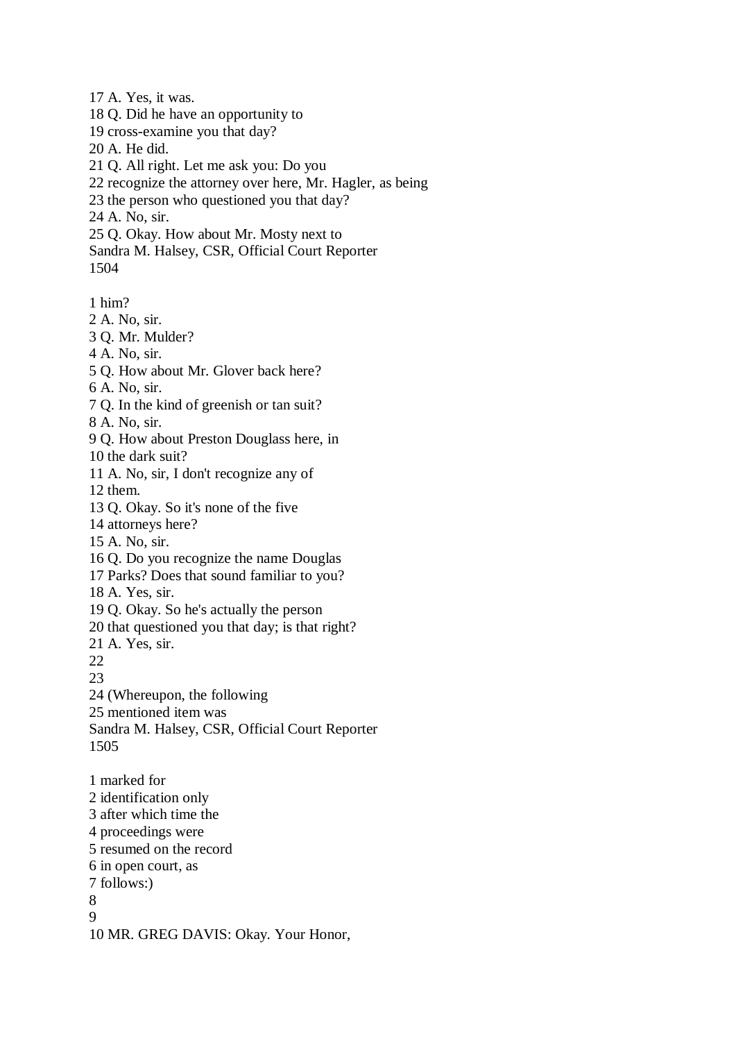17 A. Yes, it was.
18 Q. Did he have an opportunity to
19 cross-examine you that day?
20 A. He did.
21 Q. All right. Let me ask you: Do you
22 recognize the attorney over here, Mr. Hagler, as being
23 the person who questioned you that day?
24 A. No, sir.
25 Q. Okay. How about Mr. Mosty next to

1 him?
2 A. No, sir.
3 Q. Mr. Mulder?
4 A. No, sir.
5 Q. How about Mr. Glover back here?
6 A. No, sir.
7 Q. In the kind of greenish or tan suit?
8 A. No, sir.
9 Q. How about Preston Douglass here, in
10 the dark suit?
11 A. No, sir, I don't recognize any of
12 them.
13 Q. Okay. So it's none of the five
14 attorneys here?
15 A. No, sir.
16 Q. Do you recognize the name Douglas
17 Parks? Does that sound familiar to you?
18 A. Yes, sir.
19 Q. Okay. So he's actually the person
20 that questioned you that day; is that right?
21 A. Yes, sir.
22
23
24 (Whereupon, the following
25 mentioned item was

1 marked for
2 identification only
3 after which time the
4 proceedings were
5 resumed on the record
6 in open court, as
7 follows:)
8
9
10 MR. GREG DAVIS: Okay. Your Honor,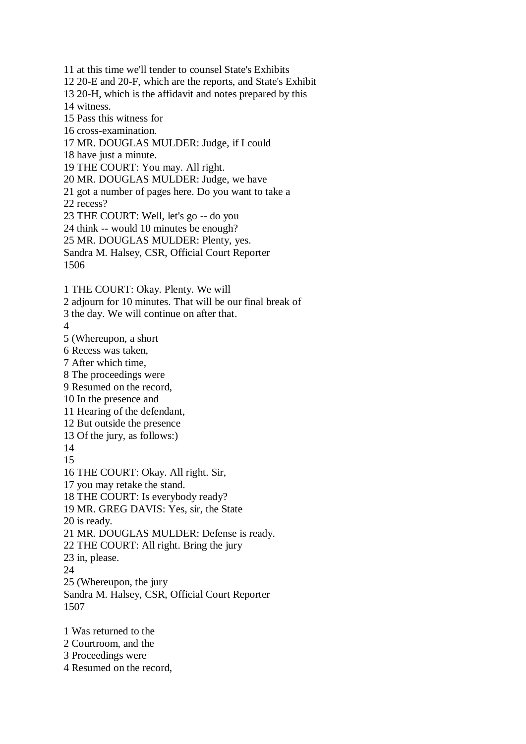11 at this time we'll tender to counsel State's Exhibits
12 20-E and 20-F, which are the reports, and State's Exhibit
13 20-H, which is the affidavit and notes prepared by this
14 witness.
15 Pass this witness for
16 cross-examination.
17 MR. DOUGLAS MULDER: Judge, if I could
18 have just a minute.
19 THE COURT: You may. All right.
20 MR. DOUGLAS MULDER: Judge, we have
21 got a number of pages here. Do you want to take a
22 recess?
23 THE COURT: Well, let's go -- do you
24 think -- would 10 minutes be enough?
25 MR. DOUGLAS MULDER: Plenty, yes.
Sandra M. Halsey, CSR, Official Court Reporter

1 THE COURT: Okay. Plenty. We will
2 adjourn for 10 minutes. That will be our final break of
3 the day. We will continue on after that.
4
5 (Whereupon, a short
6 Recess was taken,
7 After which time,
8 The proceedings were
9 Resumed on the record,
10 In the presence and
11 Hearing of the defendant,
12 But outside the presence
13 Of the jury, as follows:)
14
15
16 THE COURT: Okay. All right. Sir,
17 you may retake the stand.
18 THE COURT: Is everybody ready?
19 MR. GREG DAVIS: Yes, sir, the State
20 is ready.
21 MR. DOUGLAS MULDER: Defense is ready.
22 THE COURT: All right. Bring the jury
23 in, please.
24
25 (Whereupon, the jury
Sandra M. Halsey, CSR, Official Court Reporter

1 Was returned to the
2 Courtroom, and the
3 Proceedings were
4 Resumed on the record,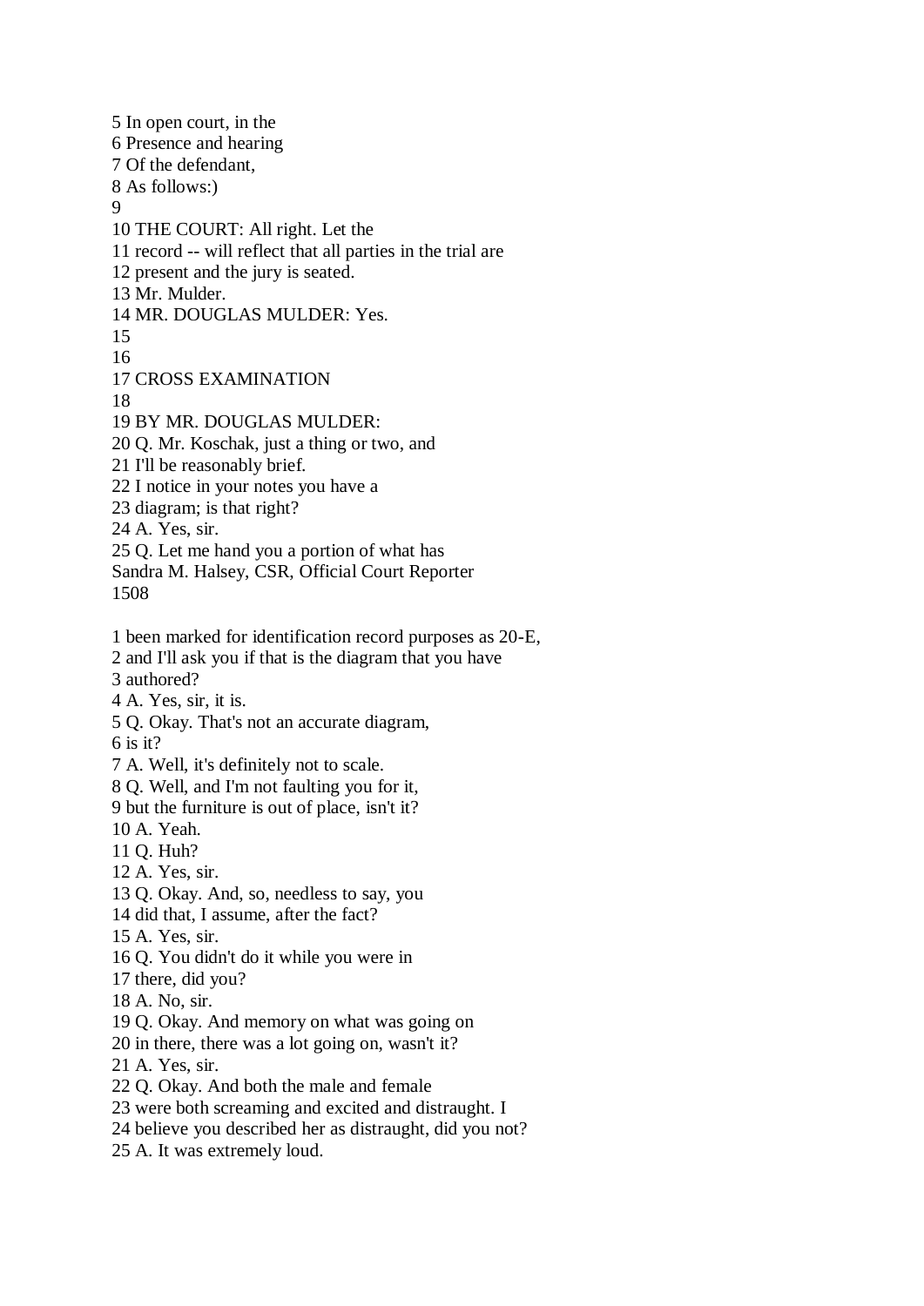5 In open court, in the
6 Presence and hearing
7 Of the defendant,
8 As follows:)
9
10 THE COURT: All right. Let the
11 record -- will reflect that all parties in the trial are
12 present and the jury is seated.
13 Mr. Mulder.
14 MR. DOUGLAS MULDER: Yes.
15
16
17 CROSS EXAMINATION
18
19 BY MR. DOUGLAS MULDER:
20 Q. Mr. Koschak, just a thing or two, and
21 I'll be reasonably brief.
22 I notice in your notes you have a
23 diagram; is that right?
24 A. Yes, sir.
25 Q. Let me hand you a portion of what has
Sandra M. Halsey, CSR, Official Court Reporter

1 been marked for identification record purposes as 20-E,
2 and I'll ask you if that is the diagram that you have
3 authored?
4 A. Yes, sir, it is.
5 Q. Okay. That's not an accurate diagram,
6 is it?
7 A. Well, it's definitely not to scale.
8 Q. Well, and I'm not faulting you for it,
9 but the furniture is out of place, isn't it?
10 A. Yeah.
11 Q. Huh?
12 A. Yes, sir.
13 Q. Okay. And, so, needless to say, you
14 did that, I assume, after the fact?
15 A. Yes, sir.
16 Q. You didn't do it while you were in
17 there, did you?
18 A. No, sir.
19 Q. Okay. And memory on what was going on
20 in there, there was a lot going on, wasn't it?
21 A. Yes, sir.
22 Q. Okay. And both the male and female
23 were both screaming and excited and distraught. I
24 believe you described her as distraught, did you not?
25 A. It was extremely loud.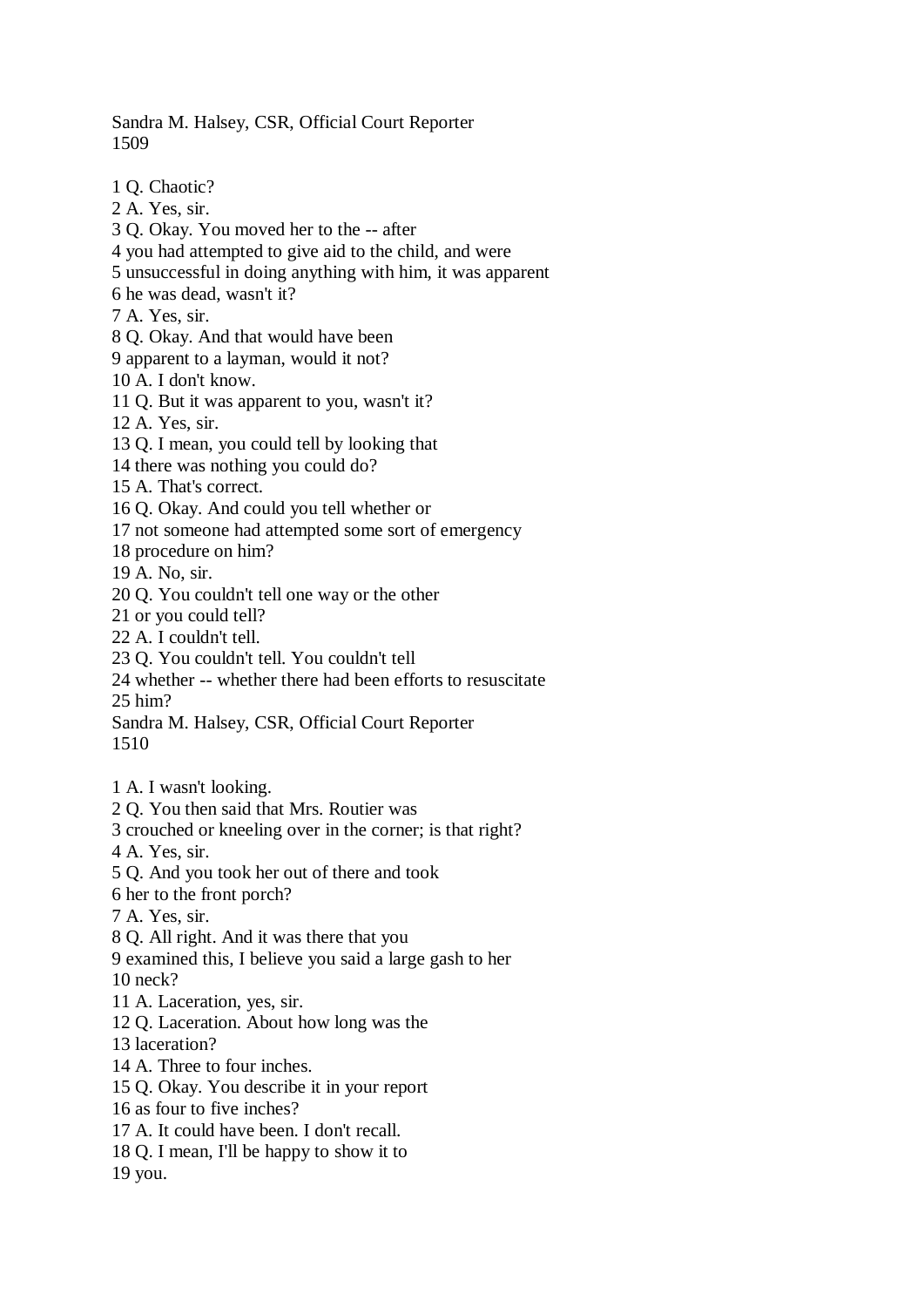1 Q. Chaotic?
2 A. Yes, sir.
3 Q. Okay. You moved her to the -- after
4 you had attempted to give aid to the child, and were
5 unsuccessful in doing anything with him, it was apparent
6 he was dead, wasn't it?
7 A. Yes, sir.
8 Q. Okay. And that would have been
9 apparent to a layman, would it not?
10 A. I don't know.
11 Q. But it was apparent to you, wasn't it?
12 A. Yes, sir.
13 Q. I mean, you could tell by looking that
14 there was nothing you could do?
15 A. That's correct.
16 Q. Okay. And could you tell whether or
17 not someone had attempted some sort of emergency
18 procedure on him?
19 A. No, sir.
20 Q. You couldn't tell one way or the other
21 or you could tell?
22 A. I couldn't tell.
23 Q. You couldn't tell. You couldn't tell
24 whether -- whether there had been efforts to resuscitate
25 him?

1 A. I wasn't looking.
2 Q. You then said that Mrs. Routier was
3 crouched or kneeling over in the corner; is that right?
4 A. Yes, sir.
5 Q. And you took her out of there and took
6 her to the front porch?
7 A. Yes, sir.
8 Q. All right. And it was there that you
9 examined this, I believe you said a large gash to her
10 neck?
11 A. Laceration, yes, sir.
12 Q. Laceration. About how long was the
13 laceration?
14 A. Three to four inches.
15 Q. Okay. You describe it in your report
16 as four to five inches?
17 A. It could have been. I don't recall.
18 Q. I mean, I'll be happy to show it to
19 you.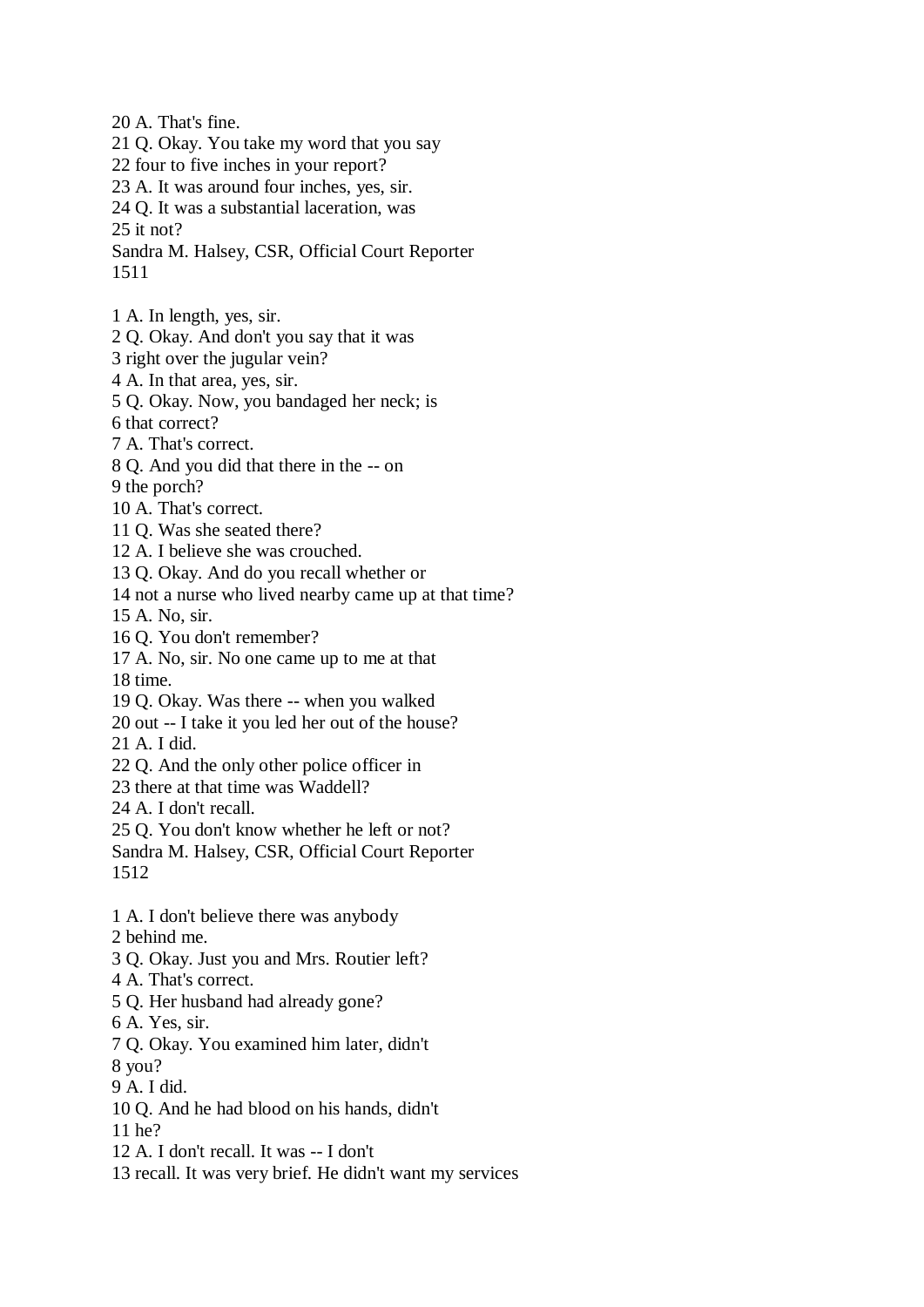20 A. That's fine.
21 Q. Okay. You take my word that you say
22 four to five inches in your report?
23 A. It was around four inches, yes, sir.
24 Q. It was a substantial laceration, was
25 it not?

1 A. In length, yes, sir.
2 Q. Okay. And don't you say that it was
3 right over the jugular vein?
4 A. In that area, yes, sir.
5 Q. Okay. Now, you bandaged her neck; is
6 that correct?
7 A. That's correct.
8 Q. And you did that there in the -- on
9 the porch?
10 A. That's correct.
11 Q. Was she seated there?
12 A. I believe she was crouched.
13 Q. Okay. And do you recall whether or
14 not a nurse who lived nearby came up at that time?
15 A. No, sir.
16 Q. You don't remember?
17 A. No, sir. No one came up to me at that
18 time.
19 Q. Okay. Was there -- when you walked
20 out -- I take it you led her out of the house?
21 A. I did.
22 Q. And the only other police officer in
23 there at that time was Waddell?
24 A. I don't recall.
25 Q. You don't know whether he left or not?

1 A. I don't believe there was anybody
2 behind me.
3 Q. Okay. Just you and Mrs. Routier left?
4 A. That's correct.
5 Q. Her husband had already gone?
6 A. Yes, sir.
7 Q. Okay. You examined him later, didn't
8 you?
9 A. I did.
10 Q. And he had blood on his hands, didn't
11 he?
12 A. I don't recall. It was -- I don't
13 recall. It was very brief. He didn't want my services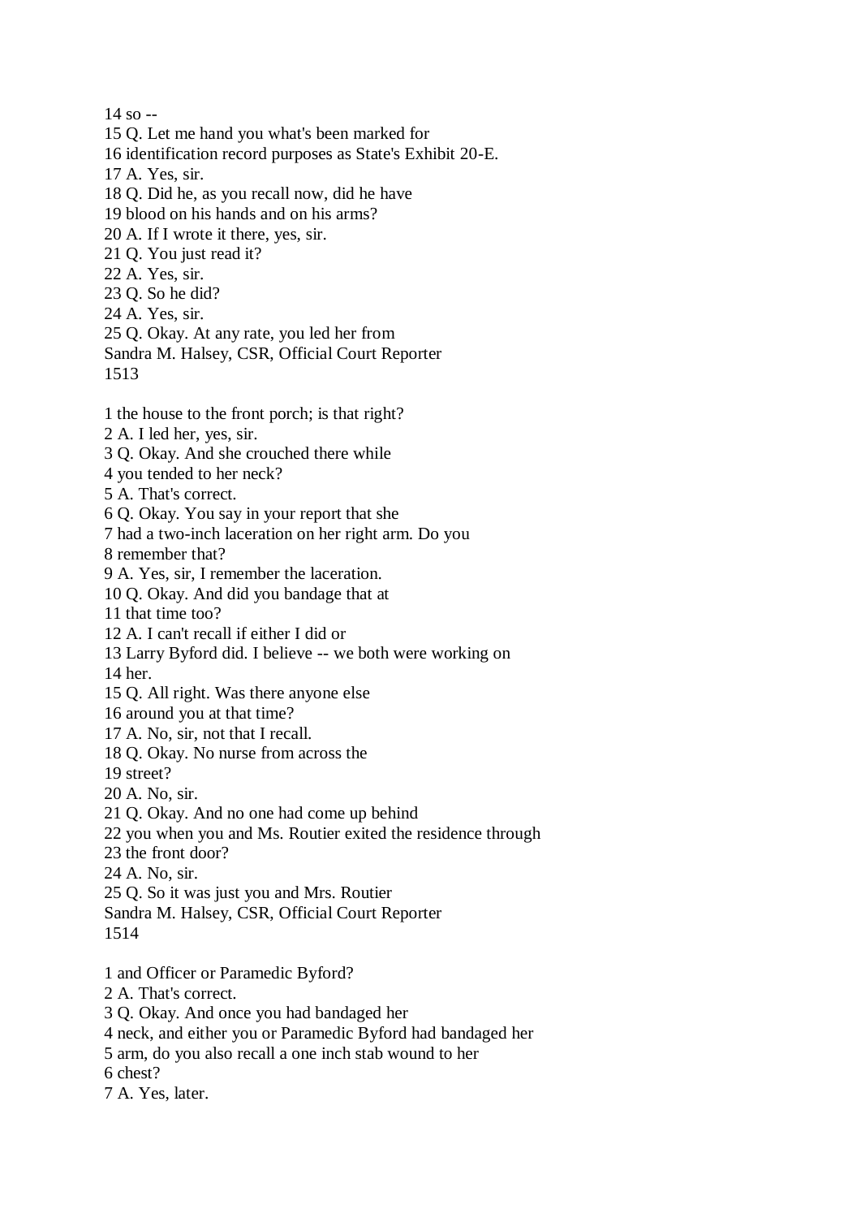14 so --
15 Q. Let me hand you what's been marked for
16 identification record purposes as State's Exhibit 20-E.
17 A. Yes, sir.
18 Q. Did he, as you recall now, did he have
19 blood on his hands and on his arms?
20 A. If I wrote it there, yes, sir.
21 Q. You just read it?
22 A. Yes, sir.
23 Q. So he did?
24 A. Yes, sir.
25 Q. Okay. At any rate, you led her from

1 the house to the front porch; is that right?
2 A. I led her, yes, sir.
3 Q. Okay. And she crouched there while
4 you tended to her neck?
5 A. That's correct.
6 Q. Okay. You say in your report that she
7 had a two-inch laceration on her right arm. Do you
8 remember that?
9 A. Yes, sir, I remember the laceration.
10 Q. Okay. And did you bandage that at
11 that time too?
12 A. I can't recall if either I did or
13 Larry Byford did. I believe -- we both were working on
14 her.
15 Q. All right. Was there anyone else
16 around you at that time?
17 A. No, sir, not that I recall.
18 Q. Okay. No nurse from across the
19 street?
20 A. No, sir.
21 Q. Okay. And no one had come up behind
22 you when you and Ms. Routier exited the residence through
23 the front door?
24 A. No, sir.
25 Q. So it was just you and Mrs. Routier

1 and Officer or Paramedic Byford?
2 A. That's correct.
3 Q. Okay. And once you had bandaged her
4 neck, and either you or Paramedic Byford had bandaged her
5 arm, do you also recall a one inch stab wound to her
6 chest?
7 A. Yes, later.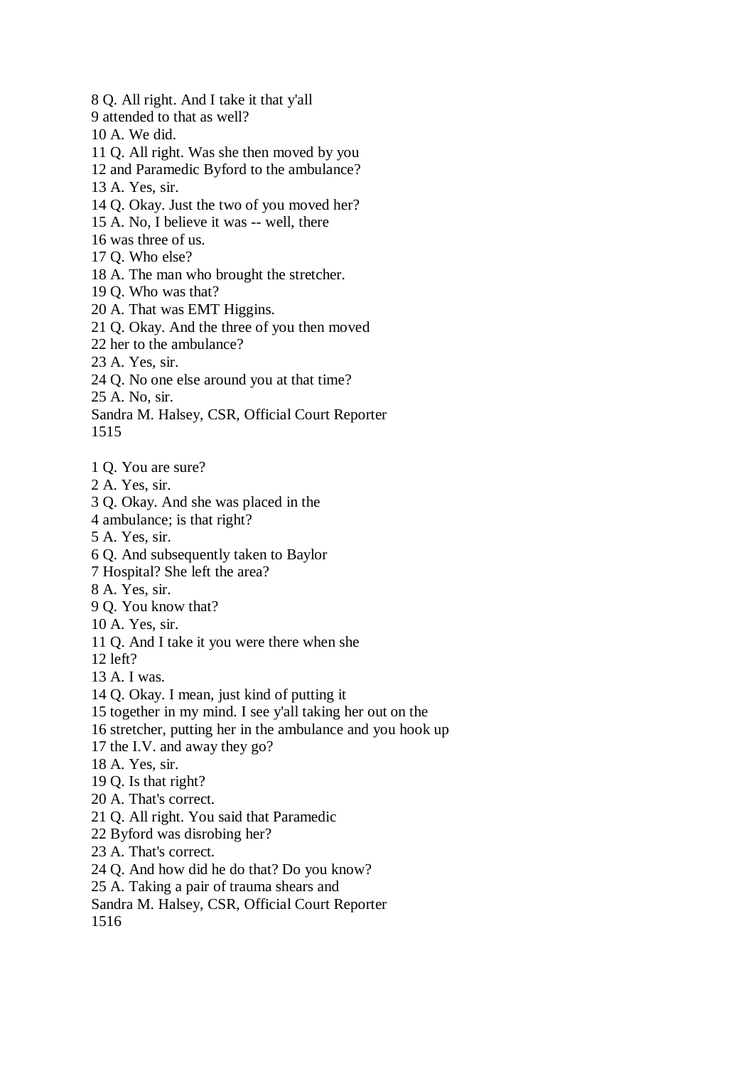8 Q. All right. And I take it that y'all
9 attended to that as well?
10 A. We did.
11 Q. All right. Was she then moved by you
12 and Paramedic Byford to the ambulance?
13 A. Yes, sir.
14 Q. Okay. Just the two of you moved her?
15 A. No, I believe it was -- well, there
16 was three of us.
17 Q. Who else?
18 A. The man who brought the stretcher.
19 Q. Who was that?
20 A. That was EMT Higgins.
21 Q. Okay. And the three of you then moved
22 her to the ambulance?
23 A. Yes, sir.
24 Q. No one else around you at that time?
25 A. No, sir.
Sandra M. Halsey, CSR, Official Court Reporter
1515

1 Q. You are sure?
2 A. Yes, sir.
3 Q. Okay. And she was placed in the
4 ambulance; is that right?
5 A. Yes, sir.
6 Q. And subsequently taken to Baylor
7 Hospital? She left the area?
8 A. Yes, sir.
9 Q. You know that?
10 A. Yes, sir.
11 Q. And I take it you were there when she
12 left?
13 A. I was.
14 Q. Okay. I mean, just kind of putting it
15 together in my mind. I see y'all taking her out on the
16 stretcher, putting her in the ambulance and you hook up
17 the I.V. and away they go?
18 A. Yes, sir.
19 Q. Is that right?
20 A. That's correct.
21 Q. All right. You said that Paramedic
22 Byford was disrobing her?
23 A. That's correct.
24 Q. And how did he do that? Do you know?
25 A. Taking a pair of trauma shears and
Sandra M. Halsey, CSR, Official Court Reporter
1516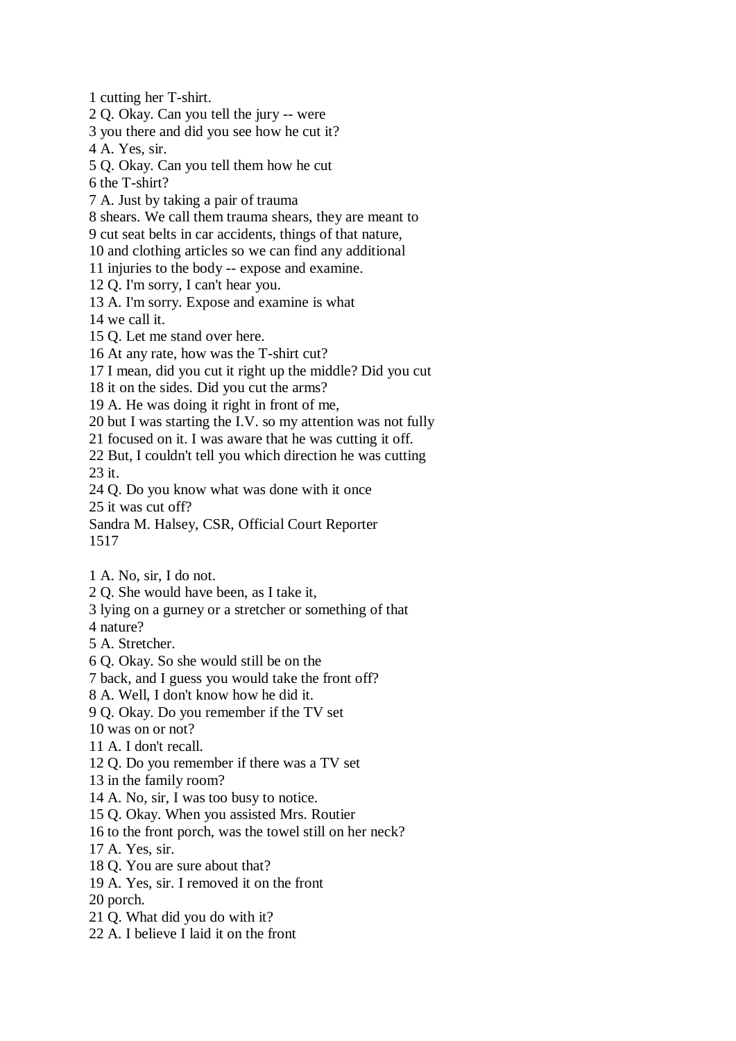1 cutting her T-shirt.
2 Q. Okay. Can you tell the jury -- were
3 you there and did you see how he cut it?
4 A. Yes, sir.
5 Q. Okay. Can you tell them how he cut
6 the T-shirt?
7 A. Just by taking a pair of trauma
8 shears. We call them trauma shears, they are meant to
9 cut seat belts in car accidents, things of that nature,
10 and clothing articles so we can find any additional
11 injuries to the body -- expose and examine.
12 Q. I'm sorry, I can't hear you.
13 A. I'm sorry. Expose and examine is what
14 we call it.
15 Q. Let me stand over here.
16 At any rate, how was the T-shirt cut?
17 I mean, did you cut it right up the middle? Did you cut
18 it on the sides. Did you cut the arms?
19 A. He was doing it right in front of me,
20 but I was starting the I.V. so my attention was not fully
21 focused on it. I was aware that he was cutting it off.
22 But, I couldn't tell you which direction he was cutting
23 it.
24 Q. Do you know what was done with it once
25 it was cut off?
Sandra M. Halsey, CSR, Official Court Reporter

1 A. No, sir, I do not.
2 Q. She would have been, as I take it,
3 lying on a gurney or a stretcher or something of that
4 nature?
5 A. Stretcher.
6 Q. Okay. So she would still be on the
7 back, and I guess you would take the front off?
8 A. Well, I don't know how he did it.
9 Q. Okay. Do you remember if the TV set
10 was on or not?
11 A. I don't recall.
12 Q. Do you remember if there was a TV set
13 in the family room?
14 A. No, sir, I was too busy to notice.
15 Q. Okay. When you assisted Mrs. Routier
16 to the front porch, was the towel still on her neck?
17 A. Yes, sir.
18 Q. You are sure about that?
19 A. Yes, sir. I removed it on the front
20 porch.
21 Q. What did you do with it?
22 A. I believe I laid it on the front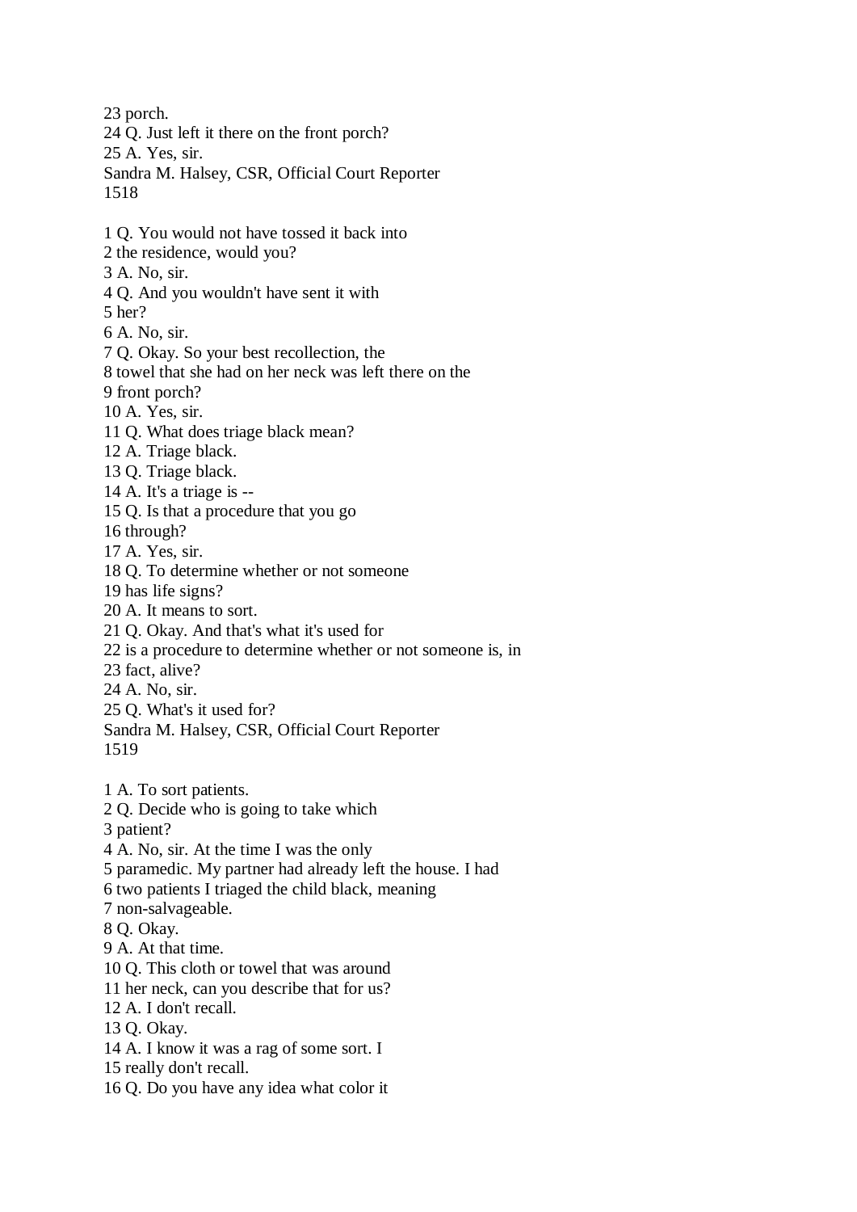23 porch.
24 Q. Just left it there on the front porch?
25 A. Yes, sir.

1 Q. You would not have tossed it back into
2 the residence, would you?
3 A. No, sir.
4 Q. And you wouldn't have sent it with
5 her?
6 A. No, sir.
7 Q. Okay. So your best recollection, the
8 towel that she had on her neck was left there on the
9 front porch?
10 A. Yes, sir.
11 Q. What does triage black mean?
12 A. Triage black.
13 Q. Triage black.
14 A. It's a triage is --
15 Q. Is that a procedure that you go
16 through?
17 A. Yes, sir.
18 Q. To determine whether or not someone
19 has life signs?
20 A. It means to sort.
21 Q. Okay. And that's what it's used for
22 is a procedure to determine whether or not someone is, in
23 fact, alive?
24 A. No, sir.
25 Q. What's it used for?

1 A. To sort patients.
2 Q. Decide who is going to take which
3 patient?
4 A. No, sir. At the time I was the only
5 paramedic. My partner had already left the house. I had
6 two patients I triaged the child black, meaning
7 non-salvageable.
8 Q. Okay.
9 A. At that time.
10 Q. This cloth or towel that was around
11 her neck, can you describe that for us?
12 A. I don't recall.
13 Q. Okay.
14 A. I know it was a rag of some sort. I
15 really don't recall.
16 Q. Do you have any idea what color it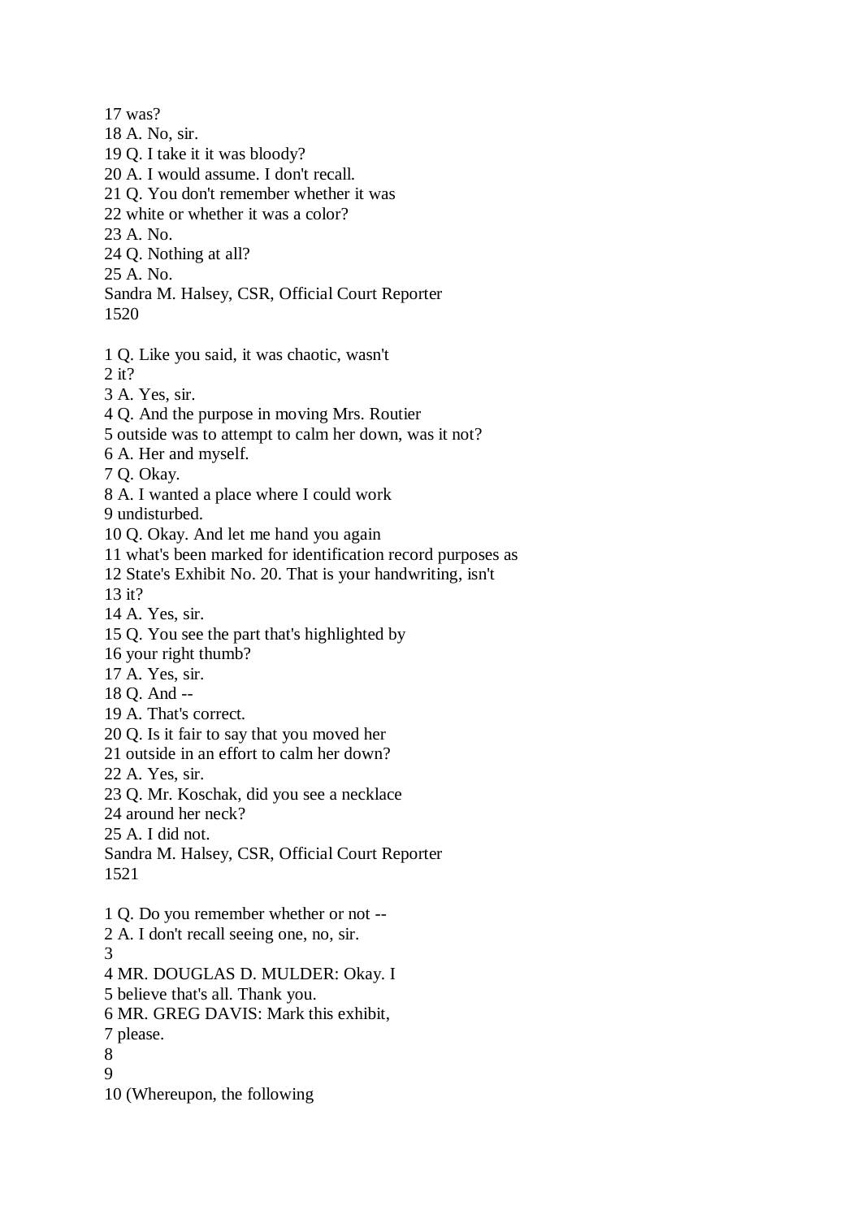17 was?
18 A. No, sir.
19 Q. I take it it was bloody?
20 A. I would assume. I don't recall.
21 Q. You don't remember whether it was
22 white or whether it was a color?
23 A. No.
24 Q. Nothing at all?
25 A. No.

1 Q. Like you said, it was chaotic, wasn't
2 it?
3 A. Yes, sir.
4 Q. And the purpose in moving Mrs. Routier
5 outside was to attempt to calm her down, was it not?
6 A. Her and myself.
7 Q. Okay.
8 A. I wanted a place where I could work
9 undisturbed.
10 Q. Okay. And let me hand you again
11 what's been marked for identification record purposes as
12 State's Exhibit No. 20. That is your handwriting, isn't
13 it?
14 A. Yes, sir.
15 Q. You see the part that's highlighted by
16 your right thumb?
17 A. Yes, sir.
18 Q. And --
19 A. That's correct.
20 Q. Is it fair to say that you moved her
21 outside in an effort to calm her down?
22 A. Yes, sir.
23 Q. Mr. Koschak, did you see a necklace
24 around her neck?
25 A. I did not.

1 Q. Do you remember whether or not --
2 A. I don't recall seeing one, no, sir.
3
4 MR. DOUGLAS D. MULDER: Okay. I
5 believe that's all. Thank you.
6 MR. GREG DAVIS: Mark this exhibit,
7 please.
8
9
10 (Whereupon, the following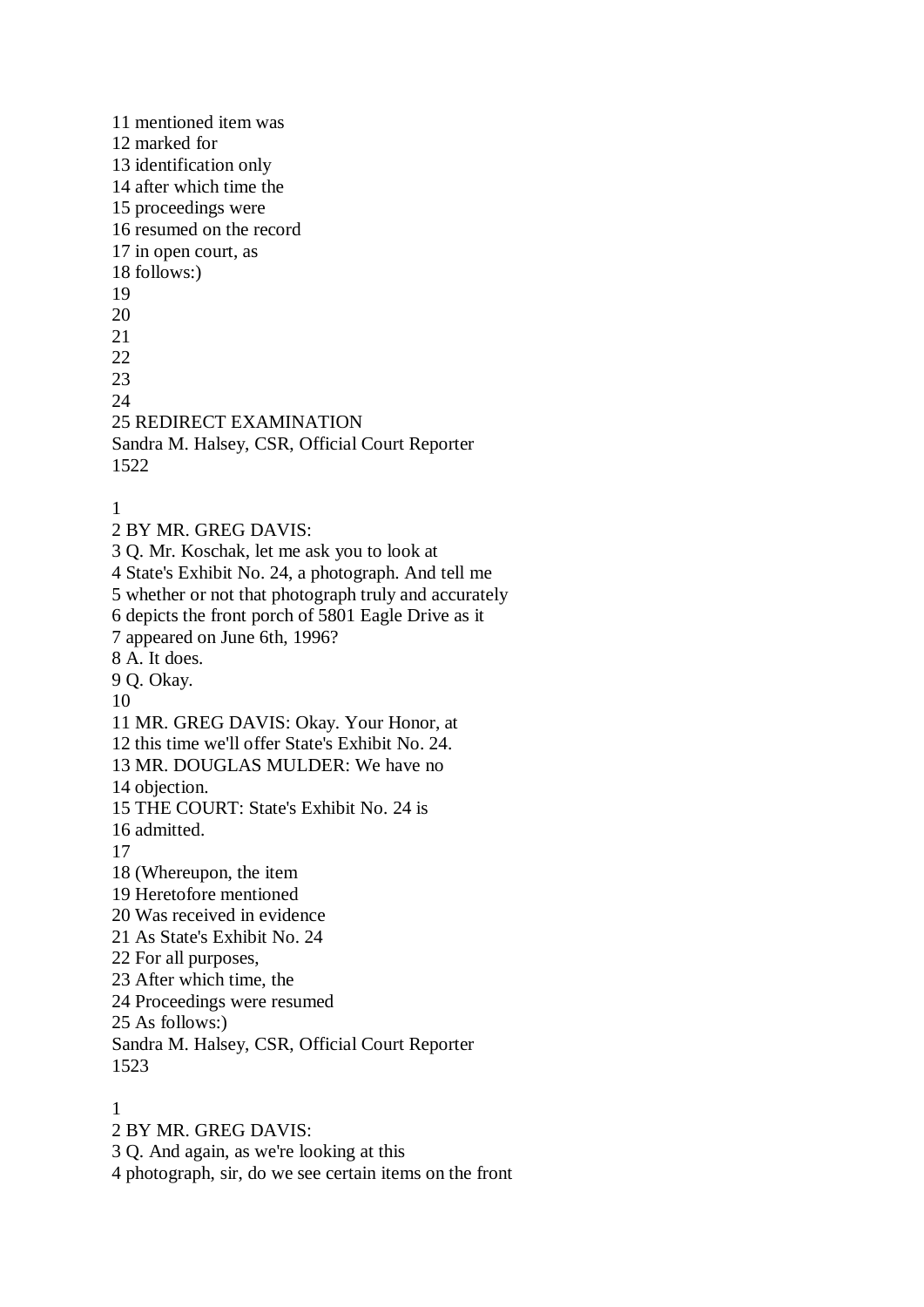11 mentioned item was
12 marked for
13 identification only
14 after which time the
15 proceedings were
16 resumed on the record
17 in open court, as
18 follows:)
19
20
21
22
23
24
25 REDIRECT EXAMINATION
Sandra M. Halsey, CSR, Official Court Reporter
1522

1
2 BY MR. GREG DAVIS:
3 Q. Mr. Koschak, let me ask you to look at
4 State's Exhibit No. 24, a photograph. And tell me
5 whether or not that photograph truly and accurately
6 depicts the front porch of 5801 Eagle Drive as it
7 appeared on June 6th, 1996?
8 A. It does.
9 Q. Okay.
10
11 MR. GREG DAVIS: Okay. Your Honor, at
12 this time we'll offer State's Exhibit No. 24.
13 MR. DOUGLAS MULDER: We have no
14 objection.
15 THE COURT: State's Exhibit No. 24 is
16 admitted.
17
18 (Whereupon, the item
19 Heretofore mentioned
20 Was received in evidence
21 As State's Exhibit No. 24
22 For all purposes,
23 After which time, the
24 Proceedings were resumed
25 As follows:)
Sandra M. Halsey, CSR, Official Court Reporter
1523

1
2 BY MR. GREG DAVIS:
3 Q. And again, as we're looking at this
4 photograph, sir, do we see certain items on the front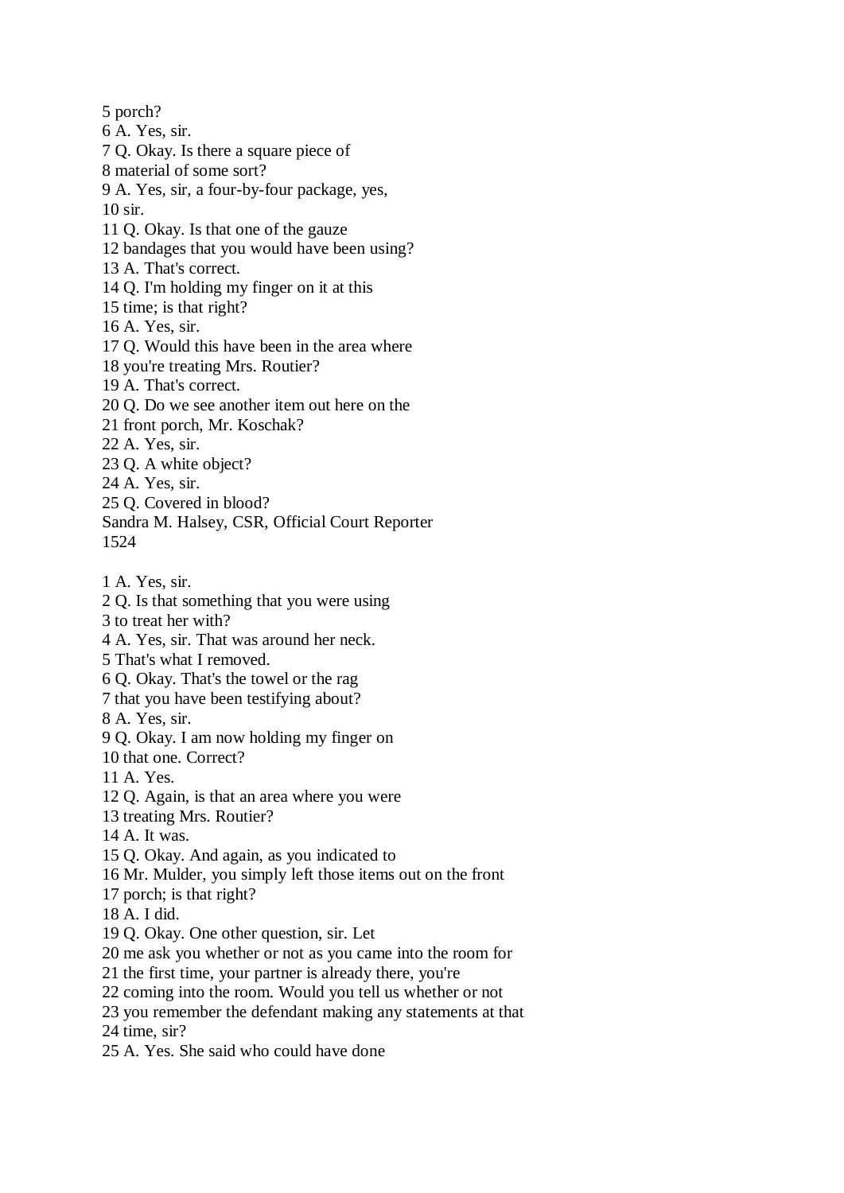5 porch?
6 A. Yes, sir.
7 Q. Okay. Is there a square piece of
8 material of some sort?
9 A. Yes, sir, a four-by-four package, yes,
10 sir.
11 Q. Okay. Is that one of the gauze
12 bandages that you would have been using?
13 A. That's correct.
14 Q. I'm holding my finger on it at this
15 time; is that right?
16 A. Yes, sir.
17 Q. Would this have been in the area where
18 you're treating Mrs. Routier?
19 A. That's correct.
20 Q. Do we see another item out here on the
21 front porch, Mr. Koschak?
22 A. Yes, sir.
23 Q. A white object?
24 A. Yes, sir.
25 Q. Covered in blood?
Sandra M. Halsey, CSR, Official Court Reporter

1 A. Yes, sir.
2 Q. Is that something that you were using
3 to treat her with?
4 A. Yes, sir. That was around her neck.
5 That's what I removed.
6 Q. Okay. That's the towel or the rag
7 that you have been testifying about?
8 A. Yes, sir.
9 Q. Okay. I am now holding my finger on
10 that one. Correct?
11 A. Yes.
12 Q. Again, is that an area where you were
13 treating Mrs. Routier?
14 A. It was.
15 Q. Okay. And again, as you indicated to
16 Mr. Mulder, you simply left those items out on the front
17 porch; is that right?
18 A. I did.
19 Q. Okay. One other question, sir. Let
20 me ask you whether or not as you came into the room for
21 the first time, your partner is already there, you're
22 coming into the room. Would you tell us whether or not
23 you remember the defendant making any statements at that
24 time, sir?
25 A. Yes. She said who could have done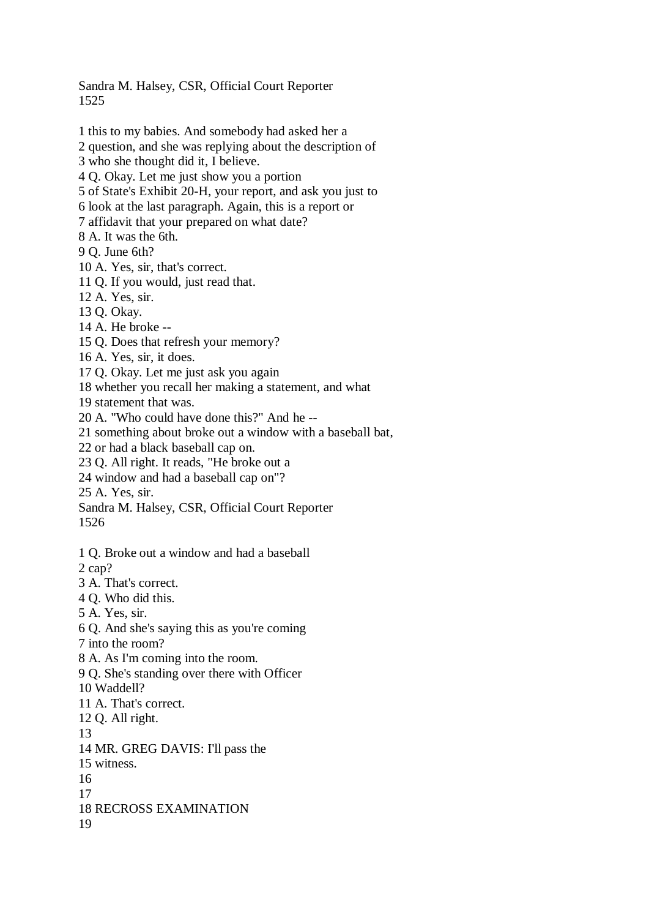1 this to my babies. And somebody had asked her a
2 question, and she was replying about the description of
3 who she thought did it, I believe.
4 Q. Okay. Let me just show you a portion
5 of State's Exhibit 20-H, your report, and ask you just to
6 look at the last paragraph. Again, this is a report or
7 affidavit that your prepared on what date?
8 A. It was the 6th.
9 Q. June 6th?
10 A. Yes, sir, that's correct.
11 Q. If you would, just read that.
12 A. Yes, sir.
13 Q. Okay.
14 A. He broke --
15 Q. Does that refresh your memory?
16 A. Yes, sir, it does.
17 Q. Okay. Let me just ask you again
18 whether you recall her making a statement, and what
19 statement that was.
20 A. "Who could have done this?" And he --
21 something about broke out a window with a baseball bat,
22 or had a black baseball cap on.
23 Q. All right. It reads, "He broke out a
24 window and had a baseball cap on"?
25 A. Yes, sir.

1 Q. Broke out a window and had a baseball
2 cap?
3 A. That's correct.
4 Q. Who did this.
5 A. Yes, sir.
6 Q. And she's saying this as you're coming
7 into the room?
8 A. As I'm coming into the room.
9 Q. She's standing over there with Officer
10 Waddell?
11 A. That's correct.
12 Q. All right.
13
14 MR. GREG DAVIS: I'll pass the
15 witness.
16
17
18 RECROSS EXAMINATION
19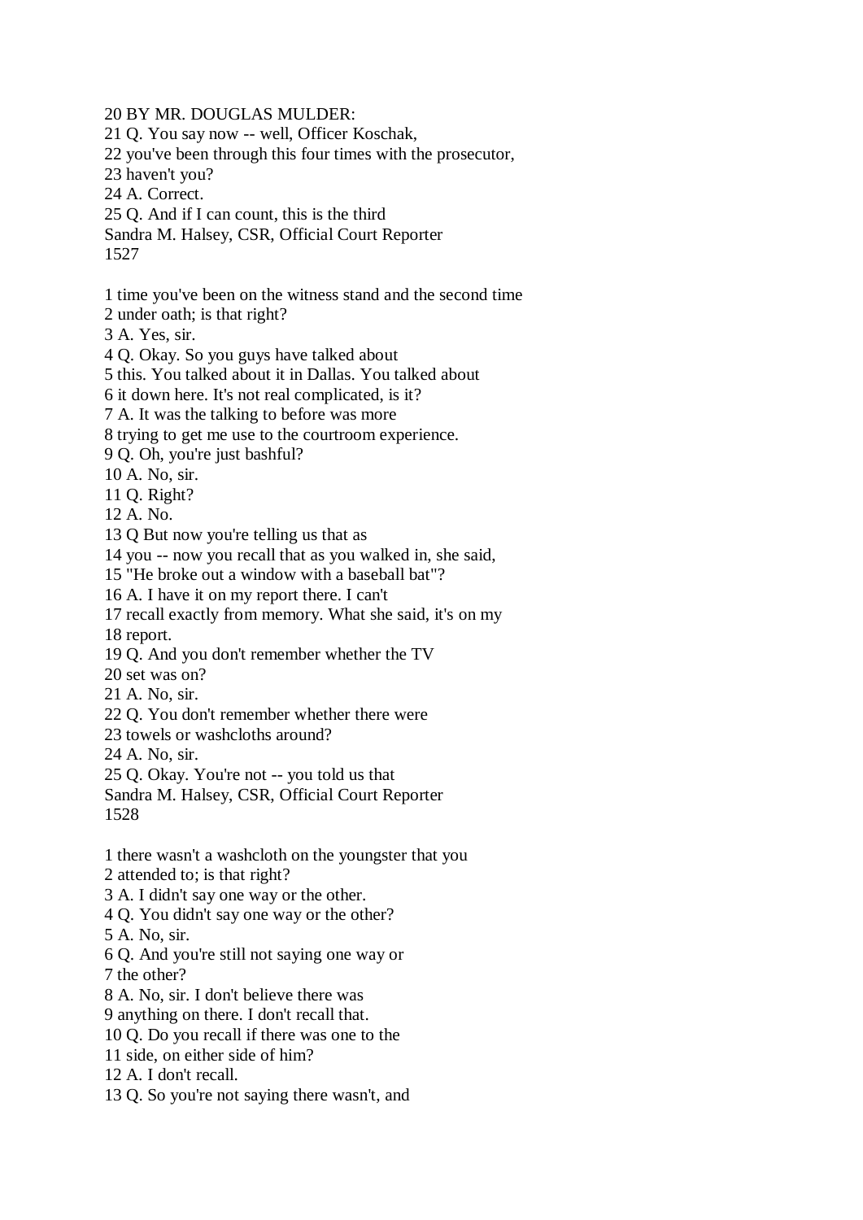20 BY MR. DOUGLAS MULDER:
21 Q. You say now -- well, Officer Koschak,
22 you've been through this four times with the prosecutor,
23 haven't you?
24 A. Correct.
25 Q. And if I can count, this is the third
Sandra M. Halsey, CSR, Official Court Reporter
1527

1 time you've been on the witness stand and the second time
2 under oath; is that right?
3 A. Yes, sir.
4 Q. Okay. So you guys have talked about
5 this. You talked about it in Dallas. You talked about
6 it down here. It's not real complicated, is it?
7 A. It was the talking to before was more
8 trying to get me use to the courtroom experience.
9 Q. Oh, you're just bashful?
10 A. No, sir.
11 Q. Right?
12 A. No.
13 Q But now you're telling us that as
14 you -- now you recall that as you walked in, she said,
15 "He broke out a window with a baseball bat"?
16 A. I have it on my report there. I can't
17 recall exactly from memory. What she said, it's on my
18 report.
19 Q. And you don't remember whether the TV
20 set was on?
21 A. No, sir.
22 Q. You don't remember whether there were
23 towels or washcloths around?
24 A. No, sir.
25 Q. Okay. You're not -- you told us that
Sandra M. Halsey, CSR, Official Court Reporter
1528

1 there wasn't a washcloth on the youngster that you
2 attended to; is that right?
3 A. I didn't say one way or the other.
4 Q. You didn't say one way or the other?
5 A. No, sir.
6 Q. And you're still not saying one way or
7 the other?
8 A. No, sir. I don't believe there was
9 anything on there. I don't recall that.
10 Q. Do you recall if there was one to the
11 side, on either side of him?
12 A. I don't recall.
13 Q. So you're not saying there wasn't, and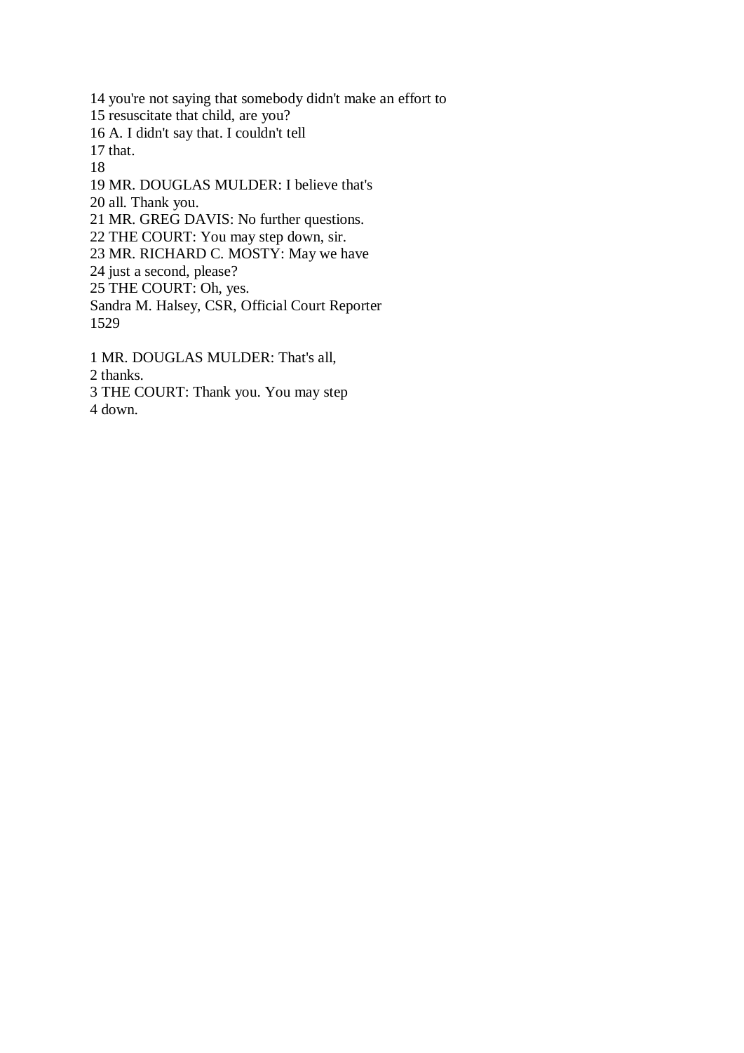14 you're not saying that somebody didn't make an effort to
15 resuscitate that child, are you?
16 A. I didn't say that. I couldn't tell
17 that.
18
19 MR. DOUGLAS MULDER: I believe that's
20 all. Thank you.
21 MR. GREG DAVIS: No further questions.
22 THE COURT: You may step down, sir.
23 MR. RICHARD C. MOSTY: May we have
24 just a second, please?
25 THE COURT: Oh, yes.
Sandra M. Halsey, CSR, Official Court Reporter
1529

1 MR. DOUGLAS MULDER: That's all,
2 thanks.
3 THE COURT: Thank you. You may step
4 down.